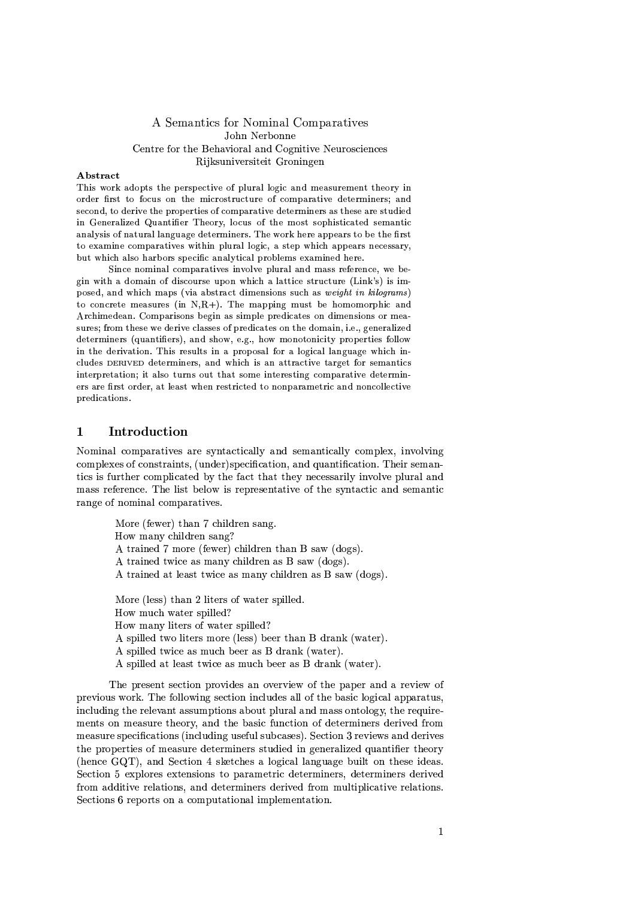# A Semantics for Nominal Comparatives

John Nerbonne
Centre for the Behavioral and Cognitive Neurosciences
Rijksuniversiteit Groningen

**Abstract**

This work adopts the perspective of plural logic and measurement theory in order first to focus on the microstructure of comparative determiners; and second, to derive the properties of comparative determiners as these are studied in Generalized Quantifier Theory, locus of the most sophisticated semantic analysis of natural language determiners. The work here appears to be the first to examine comparatives within plural logic, a step which appears necessary, but which also harbors specific analytical problems examined here.

Since nominal comparatives involve plural and mass reference, we begin with a domain of discourse upon which a lattice structure (Link's) is imposed, and which maps (via abstract dimensions such as *weight in kilograms*) to concrete measures (in N,R+). The mapping must be homomorphic and Archimedean. Comparisons begin as simple predicates on dimensions or measures; from these we derive classes of predicates on the domain, i.e., generalized determiners (quantifiers), and show, e.g., how monotonicity properties follow in the derivation. This results in a proposal for a logical language which includes DERIVED determiners, and which is an attractive target for semantics interpretation; it also turns out that some interesting comparative determiners are first order, at least when restricted to nonparametric and noncollective predications.

## 1 Introduction

Nominal comparatives are syntactically and semantically complex, involving complexes of constraints, (under)specification, and quantification. Their semantics is further complicated by the fact that they necessarily involve plural and mass reference. The list below is representative of the syntactic and semantic range of nominal comparatives.

> More (fewer) than 7 children sang.
> How many children sang?
> A trained 7 more (fewer) children than B saw (dogs).
> A trained twice as many children as B saw (dogs).
> A trained at least twice as many children as B saw (dogs).
>
> More (less) than 2 liters of water spilled.
> How much water spilled?
> How many liters of water spilled?
> A spilled two liters more (less) beer than B drank (water).
> A spilled twice as much beer as B drank (water).
> A spilled at least twice as much beer as B drank (water).

The present section provides an overview of the paper and a review of previous work. The following section includes all of the basic logical apparatus, including the relevant assumptions about plural and mass ontology, the requirements on measure theory, and the basic function of determiners derived from measure specifications (including useful subcases). Section 3 reviews and derives the properties of measure determiners studied in generalized quantifier theory (hence GQT), and Section 4 sketches a logical language built on these ideas. Section 5 explores extensions to parametric determiners, determiners derived from additive relations, and determiners derived from multiplicative relations. Sections 6 reports on a computational implementation.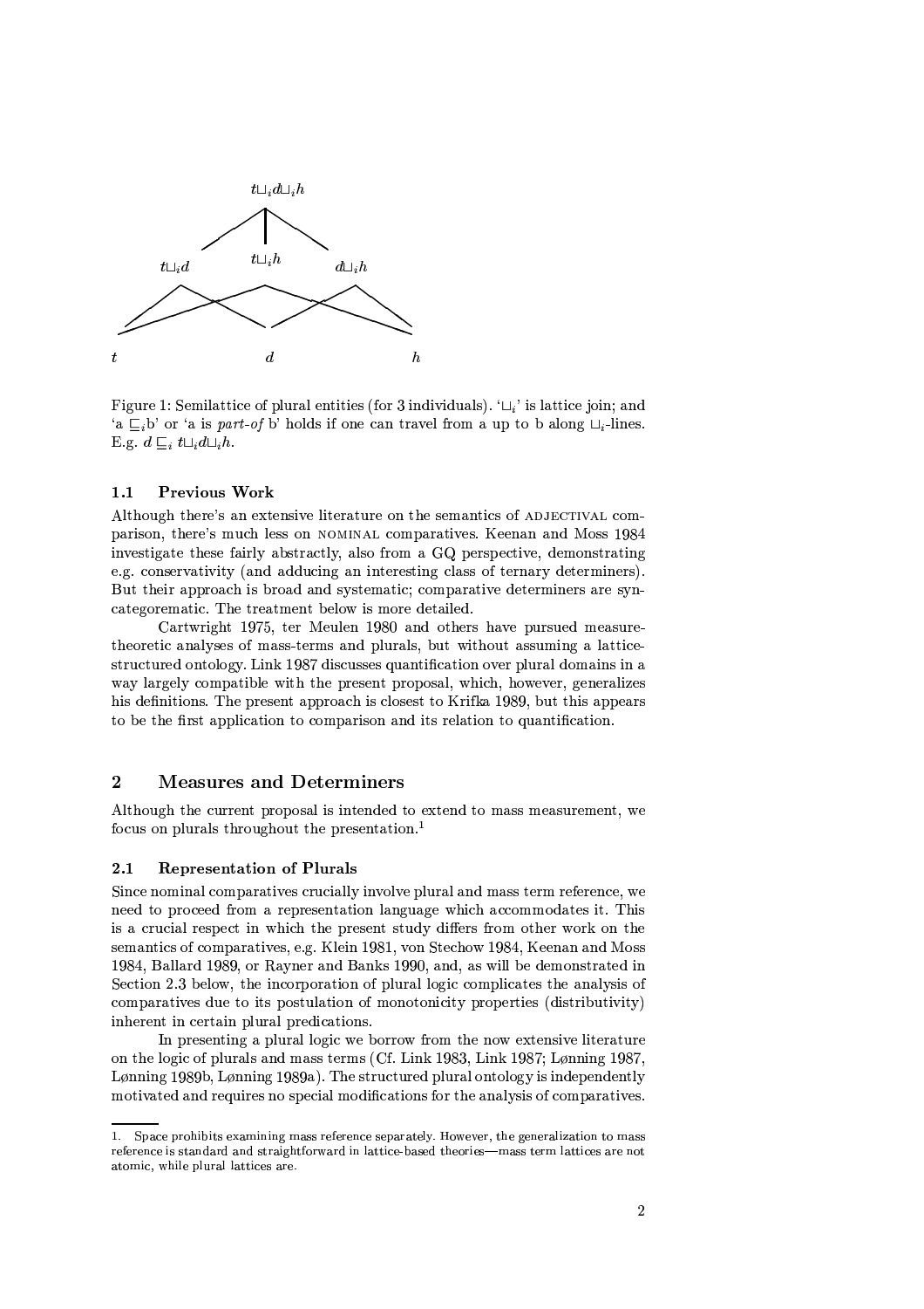Figure 1: Semilattice of plural entities (for 3 individuals). '$\sqcup_i$' is lattice join; and 'a $\sqsubseteq_i$b' or 'a is *part-of* b' holds if one can travel from a up to b along $\sqcup_i$-lines. E.g. $d \sqsubseteq_i t \sqcup_i d \sqcup_i h$.

### 1.1 Previous Work

Although there's an extensive literature on the semantics of ADJECTIVAL comparison, there's much less on NOMINAL comparatives. Keenan and Moss 1984 investigate these fairly abstractly, also from a GQ perspective, demonstrating e.g. conservativity (and adducing an interesting class of ternary determiners). But their approach is broad and systematic; comparative determiners are syncategorematic. The treatment below is more detailed.

Cartwright 1975, ter Meulen 1980 and others have pursued measure-theoretic analyses of mass-terms and plurals, but without assuming a lattice-structured ontology. Link 1987 discusses quantification over plural domains in a way largely compatible with the present proposal, which, however, generalizes his definitions. The present approach is closest to Krifka 1989, but this appears to be the first application to comparison and its relation to quantification.

## 2 Measures and Determiners

Although the current proposal is intended to extend to mass measurement, we focus on plurals throughout the presentation.[1]

### 2.1 Representation of Plurals

Since nominal comparatives crucially involve plural and mass term reference, we need to proceed from a representation language which accommodates it. This is a crucial respect in which the present study differs from other work on the semantics of comparatives, e.g. Klein 1981, von Stechow 1984, Keenan and Moss 1984, Ballard 1989, or Rayner and Banks 1990, and, as will be demonstrated in Section 2.3 below, the incorporation of plural logic complicates the analysis of comparatives due to its postulation of monotonicity properties (distributivity) inherent in certain plural predications.

In presenting a plural logic we borrow from the now extensive literature on the logic of plurals and mass terms (Cf. Link 1983, Link 1987; Lønning 1987, Lønning 1989b, Lønning 1989a). The structured plural ontology is independently motivated and requires no special modifications for the analysis of comparatives.

1. Space prohibits examining mass reference separately. However, the generalization to mass reference is standard and straightforward in lattice-based theories—mass term lattices are not atomic, while plural lattices are.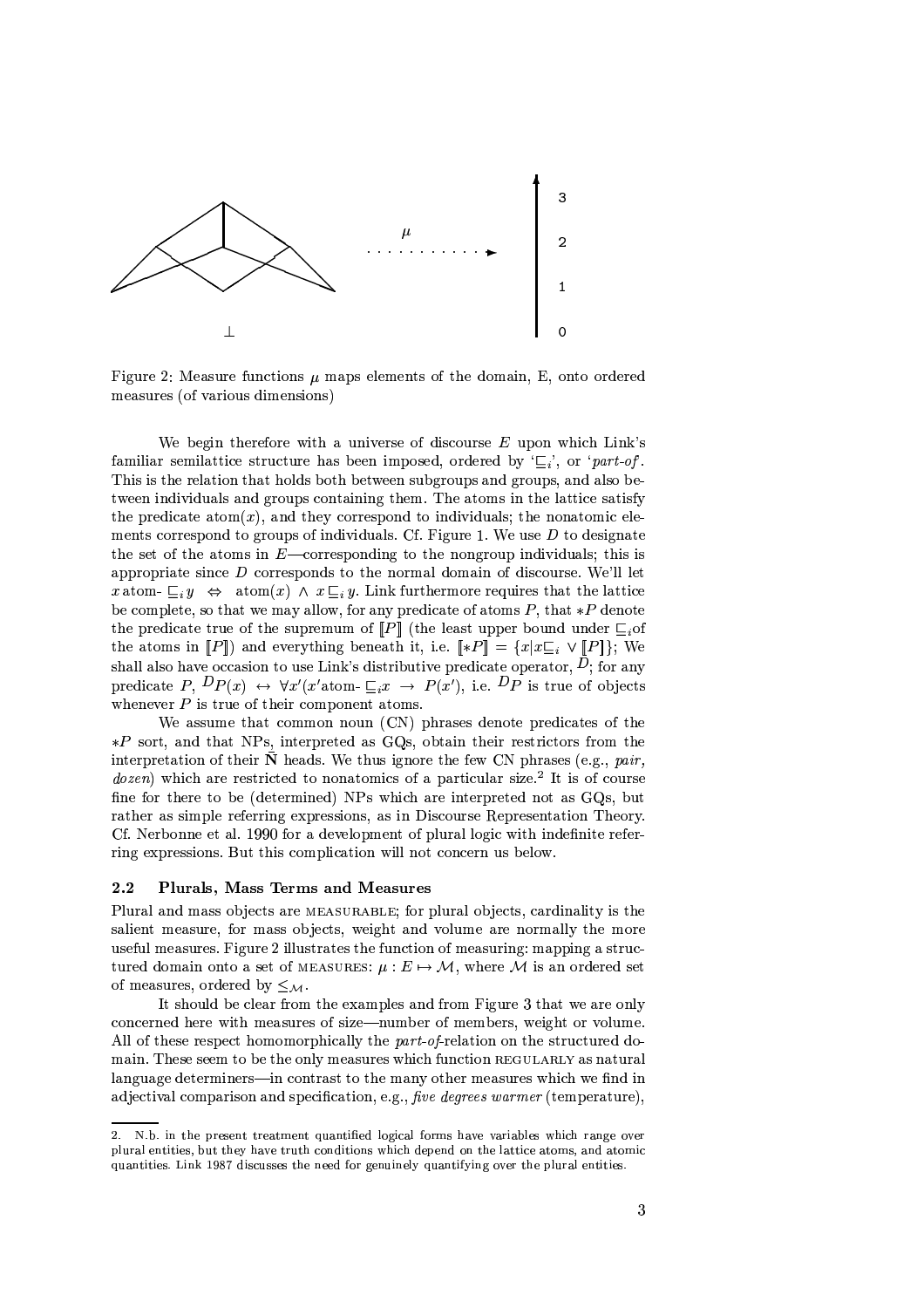Figure 2: Measure functions $\mu$ maps elements of the domain, E, onto ordered measures (of various dimensions)

We begin therefore with a universe of discourse $E$ upon which Link's familiar semilattice structure has been imposed, ordered by '$\sqsubseteq_i$', or '*part-of*'. This is the relation that holds both between subgroups and groups, and also between individuals and groups containing them. The atoms in the lattice satisfy the predicate atom($x$), and they correspond to individuals; the nonatomic elements correspond to groups of individuals. Cf. Figure 1. We use $D$ to designate the set of the atoms in $E$—corresponding to the nongroup individuals; this is appropriate since $D$ corresponds to the normal domain of discourse. We'll let $x\,\text{atom-}\sqsubseteq_i y \;\Leftrightarrow\; \text{atom}(x) \wedge x \sqsubseteq_i y$. Link furthermore requires that the lattice be complete, so that we may allow, for any predicate of atoms $P$, that $*P$ denote the predicate true of the supremum of $[\![P]\!]$ (the least upper bound under $\sqsubseteq_i$of the atoms in $[\![P]\!]$) and everything beneath it, i.e. $[\![*P]\!] = \{x | x \sqsubseteq_i \vee [\![P]\!]\}$; We shall also have occasion to use Link's distributive predicate operator, $^D$; for any predicate $P$, $^DP(x) \leftrightarrow \forall x'(x'\text{atom-}\sqsubseteq_i x \rightarrow P(x'))$, i.e. $^DP$ is true of objects whenever $P$ is true of their component atoms.

We assume that common noun (CN) phrases denote predicates of the $*P$ sort, and that NPs, interpreted as GQs, obtain their restrictors from the interpretation of their $\bar{\text{N}}$ heads. We thus ignore the few CN phrases (e.g., *pair*, *dozen*) which are restricted to nonatomics of a particular size.[2] It is of course fine for there to be (determined) NPs which are interpreted not as GQs, but rather as simple referring expressions, as in Discourse Representation Theory. Cf. Nerbonne et al. 1990 for a development of plural logic with indefinite referring expressions. But this complication will not concern us below.

### 2.2 Plurals, Mass Terms and Measures

Plural and mass objects are MEASURABLE; for plural objects, cardinality is the salient measure, for mass objects, weight and volume are normally the more useful measures. Figure 2 illustrates the function of measuring: mapping a structured domain onto a set of MEASURES: $\mu : E \mapsto \mathcal{M}$, where $\mathcal{M}$ is an ordered set of measures, ordered by $\leq_{\mathcal{M}}$.

It should be clear from the examples and from Figure 3 that we are only concerned here with measures of size—number of members, weight or volume. All of these respect homomorphically the *part-of*-relation on the structured domain. These seem to be the only measures which function REGULARLY as natural language determiners—in contrast to the many other measures which we find in adjectival comparison and specification, e.g., *five degrees warmer* (temperature),

---

2. N.b. in the present treatment quantified logical forms have variables which range over plural entities, but they have truth conditions which depend on the lattice atoms, and atomic quantities. Link 1987 discusses the need for genuinely quantifying over the plural entities.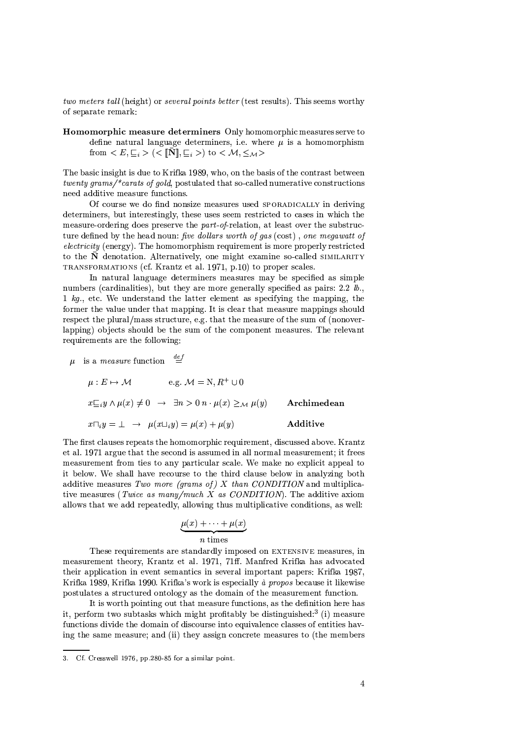*two meters tall* (height) or *several points better* (test results). This seems worthy of separate remark:

**Homomorphic measure determiners** Only homomorphic measures serve to define natural language determiners, i.e. where $\mu$ is a homomorphism from $< E, \sqsubseteq_i >$ $(< [\![\bar{\mathbf{N}}]\!], \sqsubseteq_i >)$ to $< \mathcal{M}, \leq_{\mathcal{M}} >$

The basic insight is due to Krifka 1989, who, on the basis of the contrast between *twenty grams/\*carats of gold*, postulated that so-called numerative constructions need additive measure functions.

Of course we do find nonsize measures used SPORADICALLY in deriving determiners, but interestingly, these uses seem restricted to cases in which the measure-ordering does preserve the *part-of*-relation, at least over the substructure defined by the head noun: *five dollars worth of gas* (cost) , *one megawatt of electricity* (energy). The homomorphism requirement is more properly restricted to the $\bar{\mathbf{N}}$ denotation. Alternatively, one might examine so-called SIMILARITY TRANSFORMATIONS (cf. Krantz et al. 1971, p.10) to proper scales.

In natural language determiners measures may be specified as simple numbers (cardinalities), but they are more generally specified as pairs: 2.2 *lb.*, 1 *kg.*, etc. We understand the latter element as specifying the mapping, the former the value under that mapping. It is clear that measure mappings should respect the plural/mass structure, e.g. that the measure of the sum of (nonoverlapping) objects should be the sum of the component measures. The relevant requirements are the following:

$\mu$ is a *measure* function $\stackrel{def}{=}$

$\mu : E \mapsto \mathcal{M}$ e.g. $\mathcal{M} = \mathrm{N}, R^+ \cup 0$

$x \sqsubseteq_i y \wedge \mu(x) \neq 0 \;\rightarrow\; \exists n > 0 \; n \cdot \mu(x) \geq_{\mathcal{M}} \mu(y)$ **Archimedean**

$x \sqcap_i y = \perp \;\rightarrow\; \mu(x \sqcup_i y) = \mu(x) + \mu(y)$ **Additive**

The first clauses repeats the homomorphic requirement, discussed above. Krantz et al. 1971 argue that the second is assumed in all normal measurement; it frees measurement from ties to any particular scale. We make no explicit appeal to it below. We shall have recourse to the third clause below in analyzing both additive measures *Two more (grams of) X than CONDITION* and multiplicative measures (*Twice as many/much X as CONDITION*). The additive axiom allows that we add repeatedly, allowing thus multiplicative conditions, as well:

$$\underbrace{\mu(x) + \cdots + \mu(x)}_{n \text{ times}}$$

These requirements are standardly imposed on EXTENSIVE measures, in measurement theory, Krantz et al. 1971, 71ff. Manfred Krifka has advocated their application in event semantics in several important papers: Krifka 1987, Krifka 1989, Krifka 1990. Krifka's work is especially *à propos* because it likewise postulates a structured ontology as the domain of the measurement function.

It is worth pointing out that measure functions, as the definition here has it, perform two subtasks which might profitably be distinguished:[3] (i) measure functions divide the domain of discourse into equivalence classes of entities having the same measure; and (ii) they assign concrete measures to (the members

---

3. Cf. Cresswell 1976, pp.280-85 for a similar point.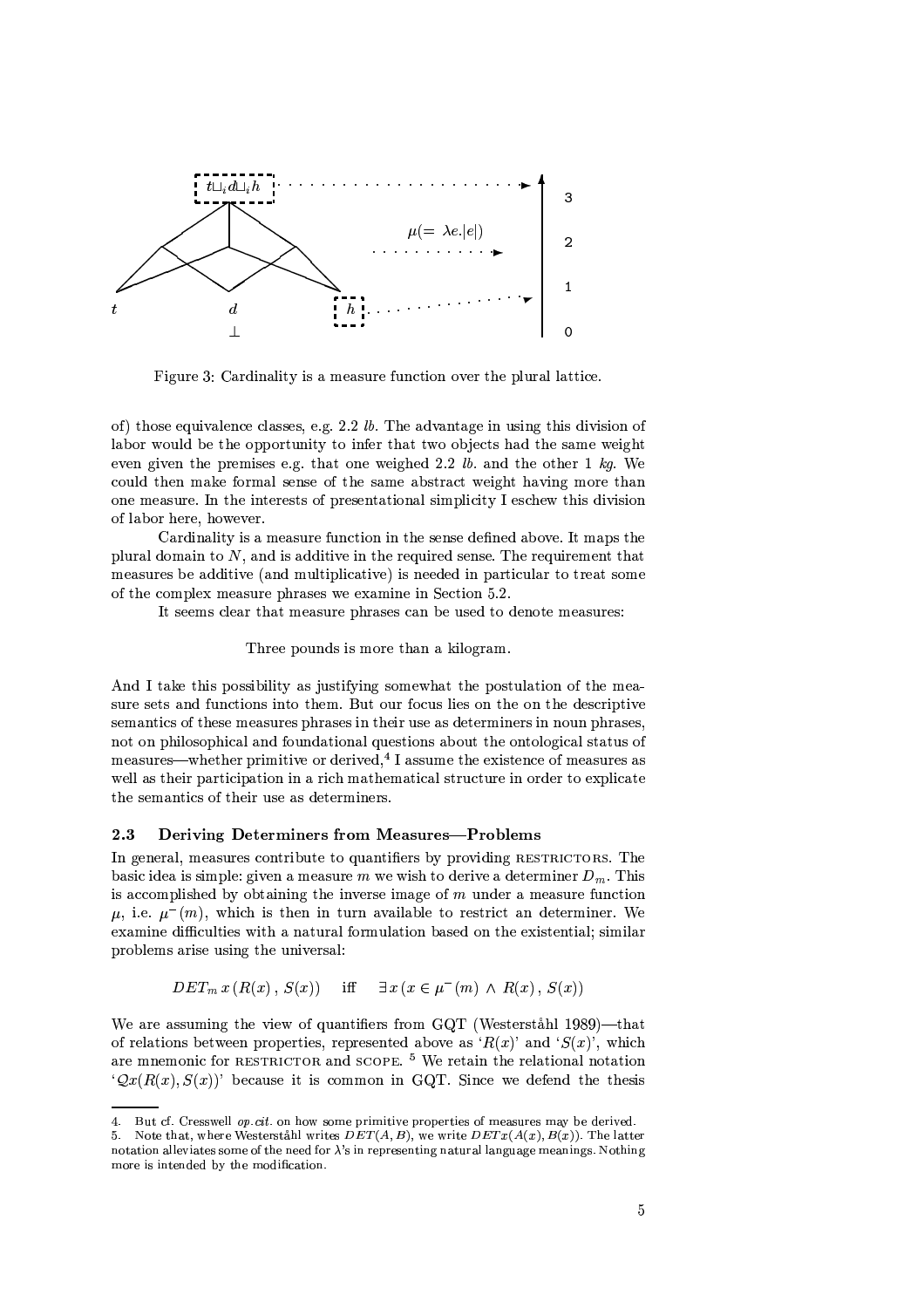Figure 3: Cardinality is a measure function over the plural lattice.

of) those equivalence classes, e.g. 2.2 *lb*. The advantage in using this division of labor would be the opportunity to infer that two objects had the same weight even given the premises e.g. that one weighed 2.2 *lb.* and the other 1 *kg*. We could then make formal sense of the same abstract weight having more than one measure. In the interests of presentational simplicity I eschew this division of labor here, however.

Cardinality is a measure function in the sense defined above. It maps the plural domain to $N$, and is additive in the required sense. The requirement that measures be additive (and multiplicative) is needed in particular to treat some of the complex measure phrases we examine in Section 5.2.

It seems clear that measure phrases can be used to denote measures:

> Three pounds is more than a kilogram.

And I take this possibility as justifying somewhat the postulation of the measure sets and functions into them. But our focus lies on the on the descriptive semantics of these measures phrases in their use as determiners in noun phrases, not on philosophical and foundational questions about the ontological status of measures—whether primitive or derived,[4] I assume the existence of measures as well as their participation in a rich mathematical structure in order to explicate the semantics of their use as determiners.

### 2.3 Deriving Determiners from Measures—Problems

In general, measures contribute to quantifiers by providing RESTRICTORS. The basic idea is simple: given a measure $m$ we wish to derive a determiner $D_m$. This is accomplished by obtaining the inverse image of $m$ under a measure function $\mu$, i.e. $\mu^{-}(m)$, which is then in turn available to restrict an determiner. We examine difficulties with a natural formulation based on the existential; similar problems arise using the universal:

$$DET_m\, x\,(R(x)\,,\, S(x)) \quad \text{iff} \quad \exists\, x\,(x \in \mu^{-}(m) \,\wedge\, R(x)\,,\, S(x))$$

We are assuming the view of quantifiers from GQT (Westerståhl 1989)—that of relations between properties, represented above as '$R(x)$' and '$S(x)$', which are mnemonic for RESTRICTOR and SCOPE. [5] We retain the relational notation '$Qx(R(x), S(x))$' because it is common in GQT. Since we defend the thesis

---

4. But cf. Cresswell *op.cit.* on how some primitive properties of measures may be derived.

5. Note that, where Westerståhl writes $DET(A, B)$, we write $DETx(A(x), B(x))$. The latter notation alleviates some of the need for $\lambda$'s in representing natural language meanings. Nothing more is intended by the modification.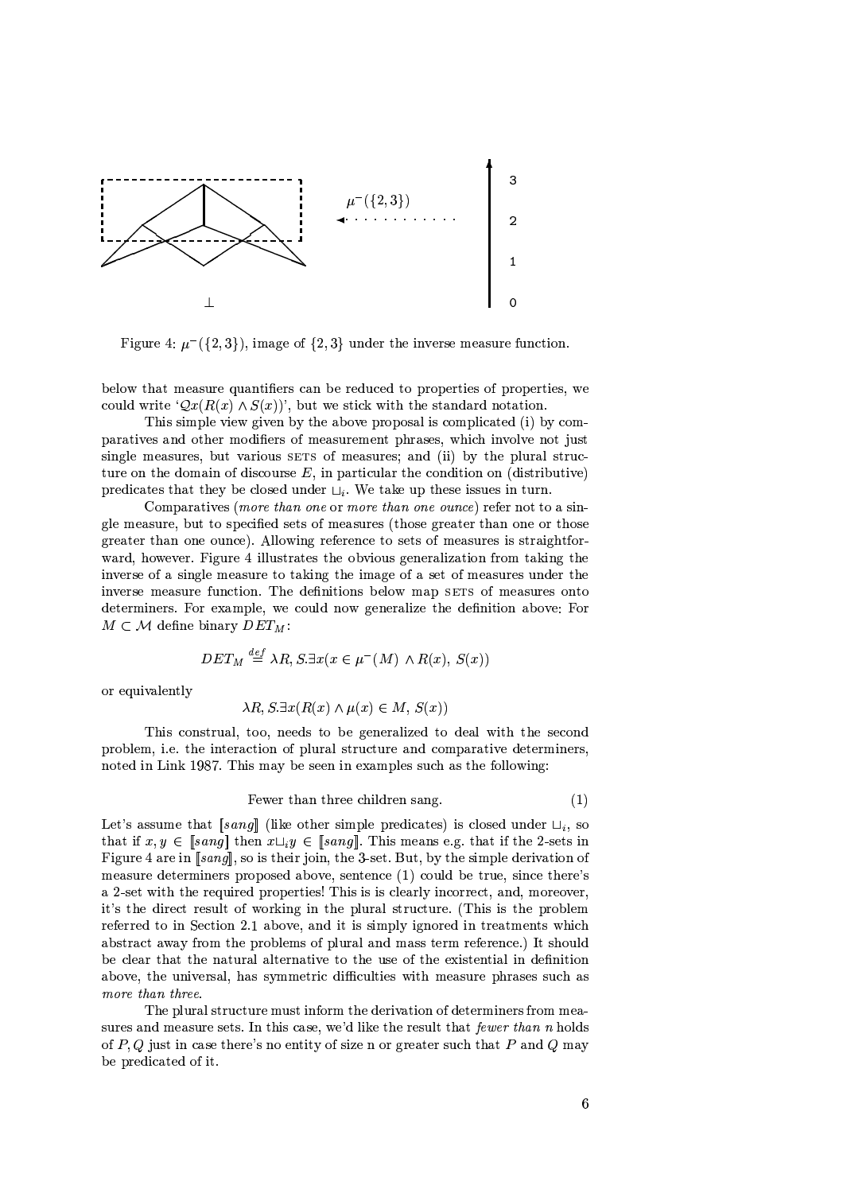Figure 4: $\mu^{-}(\{2,3\})$, image of $\{2,3\}$ under the inverse measure function.

below that measure quantifiers can be reduced to properties of properties, we could write '$\mathcal{Q}x(R(x) \wedge S(x))$', but we stick with the standard notation.

This simple view given by the above proposal is complicated (i) by comparatives and other modifiers of measurement phrases, which involve not just single measures, but various SETS of measures; and (ii) by the plural structure on the domain of discourse $E$, in particular the condition on (distributive) predicates that they be closed under $\sqcup_i$. We take up these issues in turn.

Comparatives (*more than one* or *more than one ounce*) refer not to a single measure, but to specified sets of measures (those greater than one or those greater than one ounce). Allowing reference to sets of measures is straightforward, however. Figure 4 illustrates the obvious generalization from taking the inverse of a single measure to taking the image of a set of measures under the inverse measure function. The definitions below map SETS of measures onto determiners. For example, we could now generalize the definition above: For $M \subset \mathcal{M}$ define binary $DET_M$:

$$DET_M \stackrel{def}{=} \lambda R, S.\exists x(x \in \mu^{-}(M) \wedge R(x),\ S(x))$$

or equivalently

$$\lambda R, S.\exists x(R(x) \wedge \mu(x) \in M,\ S(x))$$

This construal, too, needs to be generalized to deal with the second problem, i.e. the interaction of plural structure and comparative determiners, noted in Link 1987. This may be seen in examples such as the following:

$$\text{Fewer than three children sang.} \tag{1}$$

Let's assume that $[\![sang]\!]$ (like other simple predicates) is closed under $\sqcup_i$, so that if $x, y \in [\![sang]\!]$ then $x \sqcup_i y \in [\![sang]\!]$. This means e.g. that if the 2-sets in Figure 4 are in $[\![sang]\!]$, so is their join, the 3-set. But, by the simple derivation of measure determiners proposed above, sentence (1) could be true, since there's a 2-set with the required properties! This is is clearly incorrect, and, moreover, it's the direct result of working in the plural structure. (This is the problem referred to in Section 2.1 above, and it is simply ignored in treatments which abstract away from the problems of plural and mass term reference.) It should be clear that the natural alternative to the use of the existential in definition above, the universal, has symmetric difficulties with measure phrases such as *more than three*.

The plural structure must inform the derivation of determiners from measures and measure sets. In this case, we'd like the result that *fewer than n* holds of $P, Q$ just in case there's no entity of size n or greater such that $P$ and $Q$ may be predicated of it.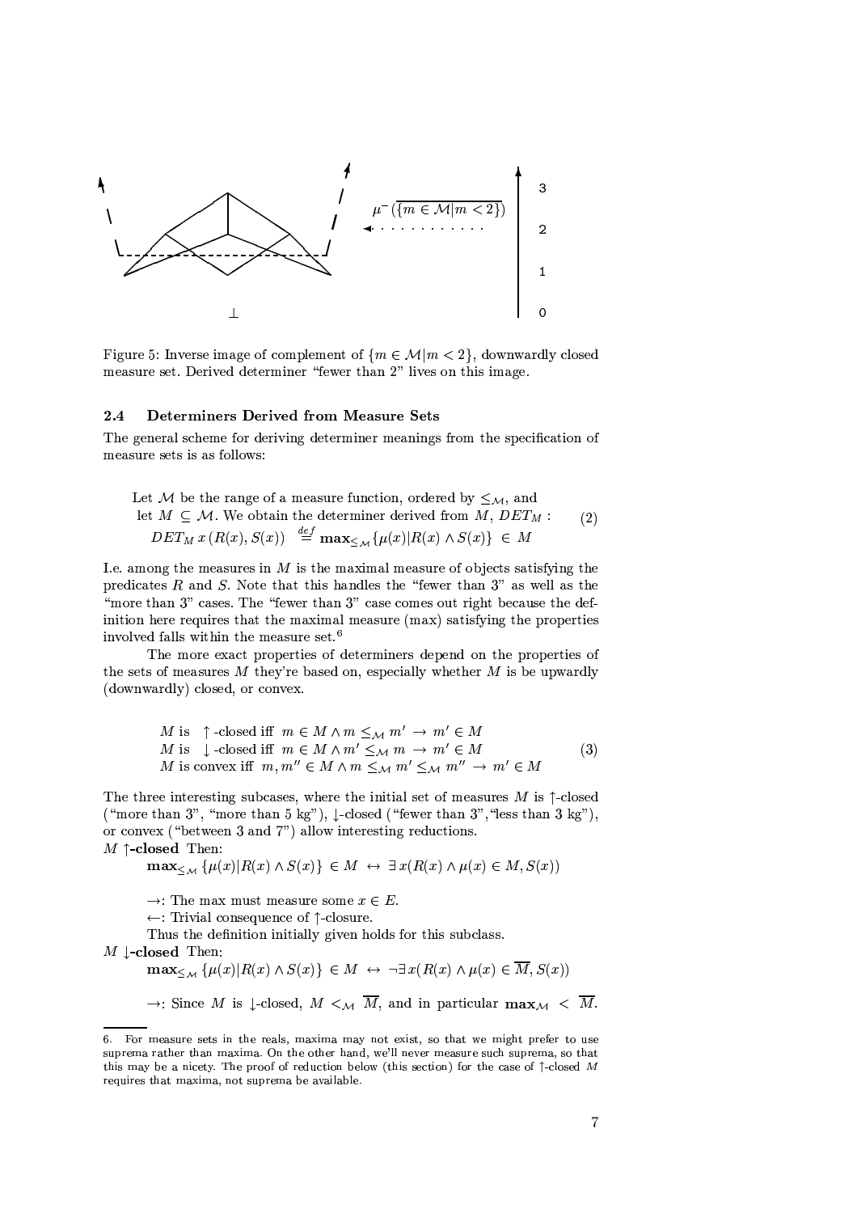Figure 5: Inverse image of complement of $\{m \in \mathcal{M} | m < 2\}$, downwardly closed measure set. Derived determiner "fewer than 2" lives on this image.

### 2.4 Determiners Derived from Measure Sets

The general scheme for deriving determiner meanings from the specification of measure sets is as follows:

$$\begin{array}{l} \text{Let } \mathcal{M} \text{ be the range of a measure function, ordered by } \leq_{\mathcal{M}}, \text{ and} \\ \text{let } M \subseteq \mathcal{M}. \text{ We obtain the determiner derived from } M, \, DET_M : \\ DET_M \, x \, (R(x), S(x)) \;\; \stackrel{def}{=} \; \mathbf{max}_{\leq_{\mathcal{M}}} \{\mu(x) | R(x) \wedge S(x)\} \; \in \; M \end{array} \tag{2}$$

I.e. among the measures in $M$ is the maximal measure of objects satisfying the predicates $R$ and $S$. Note that this handles the "fewer than 3" as well as the "more than 3" cases. The "fewer than 3" case comes out right because the definition here requires that the maximal measure (max) satisfying the properties involved falls within the measure set.[6]

The more exact properties of determiners depend on the properties of the sets of measures $M$ they're based on, especially whether $M$ is be upwardly (downwardly) closed, or convex.

$$\begin{array}{l} M \text{ is } \uparrow\text{-closed iff } m \in M \wedge m \leq_{\mathcal{M}} m' \rightarrow m' \in M \\ M \text{ is } \downarrow\text{-closed iff } m \in M \wedge m' \leq_{\mathcal{M}} m \rightarrow m' \in M \\ M \text{ is convex iff } m, m'' \in M \wedge m \leq_{\mathcal{M}} m' \leq_{\mathcal{M}} m'' \rightarrow m' \in M \end{array} \tag{3}$$

The three interesting subcases, where the initial set of measures $M$ is $\uparrow$-closed ("more than 3", "more than 5 kg"), $\downarrow$-closed ("fewer than 3","less than 3 kg"), or convex ("between 3 and 7") allow interesting reductions.

**$M$ $\uparrow$-closed** Then:

$\mathbf{max}_{\leq_{\mathcal{M}}} \{\mu(x) | R(x) \wedge S(x)\} \in M \leftrightarrow \exists x (R(x) \wedge \mu(x) \in M, S(x))$

$\rightarrow$: The max must measure some $x \in E$.

$\leftarrow$: Trivial consequence of $\uparrow$-closure.

Thus the definition initially given holds for this subclass.

**$M$ $\downarrow$-closed** Then:

$\mathbf{max}_{\leq_{\mathcal{M}}} \{\mu(x) | R(x) \wedge S(x)\} \in M \leftrightarrow \neg \exists x (R(x) \wedge \mu(x) \in \overline{M}, S(x))$

$\rightarrow$: Since $M$ is $\downarrow$-closed, $M <_{\mathcal{M}} \overline{M}$, and in particular $\mathbf{max}_{\mathcal{M}} < \overline{M}$.

---

6. For measure sets in the reals, maxima may not exist, so that we might prefer to use suprema rather than maxima. On the other hand, we'll never measure such suprema, so that this may be a nicety. The proof of reduction below (this section) for the case of $\uparrow$-closed $M$ requires that maxima, not suprema be available.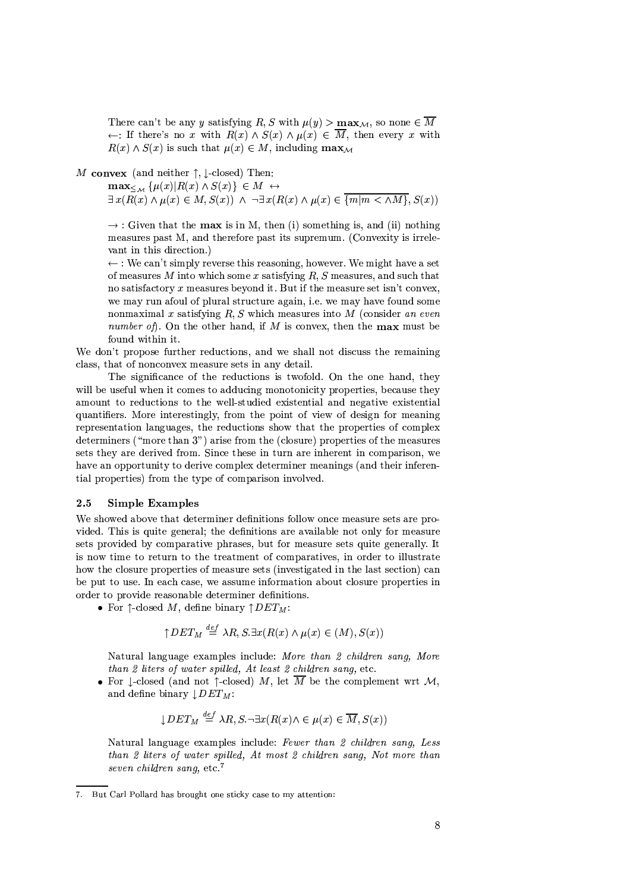There can't be any $y$ satisfying $R, S$ with $\mu(y) > \mathbf{max}_{\mathcal{M}}$, so none $\in \overline{M}$
$\leftarrow$: If there's no $x$ with $R(x) \wedge S(x) \wedge \mu(x) \in \overline{M}$, then every $x$ with $R(x) \wedge S(x)$ is such that $\mu(x) \in M$, including $\mathbf{max}_{\mathcal{M}}$

$M$ **convex** (and neither $\uparrow, \downarrow$-closed) Then:

$\mathbf{max}_{\leq_{\mathcal{M}}} \{\mu(x) | R(x) \wedge S(x)\} \in M \;\leftrightarrow$
$\exists\, x(R(x) \wedge \mu(x) \in M, S(x)) \;\wedge\; \neg \exists\, x(R(x) \wedge \mu(x) \in \overline{\{m | m < \wedge M\}}, S(x))$

$\rightarrow$ : Given that the **max** is in M, then (i) something is, and (ii) nothing measures past M, and therefore past its supremum. (Convexity is irrelevant in this direction.)

$\leftarrow$ : We can't simply reverse this reasoning, however. We might have a set of measures $M$ into which some $x$ satisfying $R, S$ measures, and such that no satisfactory $x$ measures beyond it. But if the measure set isn't convex, we may run afoul of plural structure again, i.e. we may have found some nonmaximal $x$ satisfying $R, S$ which measures into $M$ (consider *an even number of*). On the other hand, if $M$ is convex, then the **max** must be found within it.

We don't propose further reductions, and we shall not discuss the remaining class, that of nonconvex measure sets in any detail.

The significance of the reductions is twofold. On the one hand, they will be useful when it comes to adducing monotonicity properties, because they amount to reductions to the well-studied existential and negative existential quantifiers. More interestingly, from the point of view of design for meaning representation languages, the reductions show that the properties of complex determiners ("more than 3") arise from the (closure) properties of the measures sets they are derived from. Since these in turn are inherent in comparison, we have an opportunity to derive complex determiner meanings (and their inferential properties) from the type of comparison involved.

### 2.5 Simple Examples

We showed above that determiner definitions follow once measure sets are provided. This is quite general; the definitions are available not only for measure sets provided by comparative phrases, but for measure sets quite generally. It is now time to return to the treatment of comparatives, in order to illustrate how the closure properties of measure sets (investigated in the last section) can be put to use. In each case, we assume information about closure properties in order to provide reasonable determiner definitions.

- For $\uparrow$-closed $M$, define binary $\uparrow DET_M$:

$$\uparrow DET_M \stackrel{def}{=} \lambda R, S. \exists x(R(x) \wedge \mu(x) \in (M), S(x))$$

Natural language examples include: *More than 2 children sang, More than 2 liters of water spilled, At least 2 children sang,* etc.

- For $\downarrow$-closed (and not $\uparrow$-closed) $M$, let $\overline{M}$ be the complement wrt $\mathcal{M}$, and define binary $\downarrow DET_M$:

$$\downarrow DET_M \stackrel{def}{=} \lambda R, S. \neg \exists x(R(x) \wedge \in \mu(x) \in \overline{M}, S(x))$$

Natural language examples include: *Fewer than 2 children sang, Less than 2 liters of water spilled, At most 2 children sang, Not more than seven children sang,* etc.[7]

---

7. But Carl Pollard has brought one sticky case to my attention: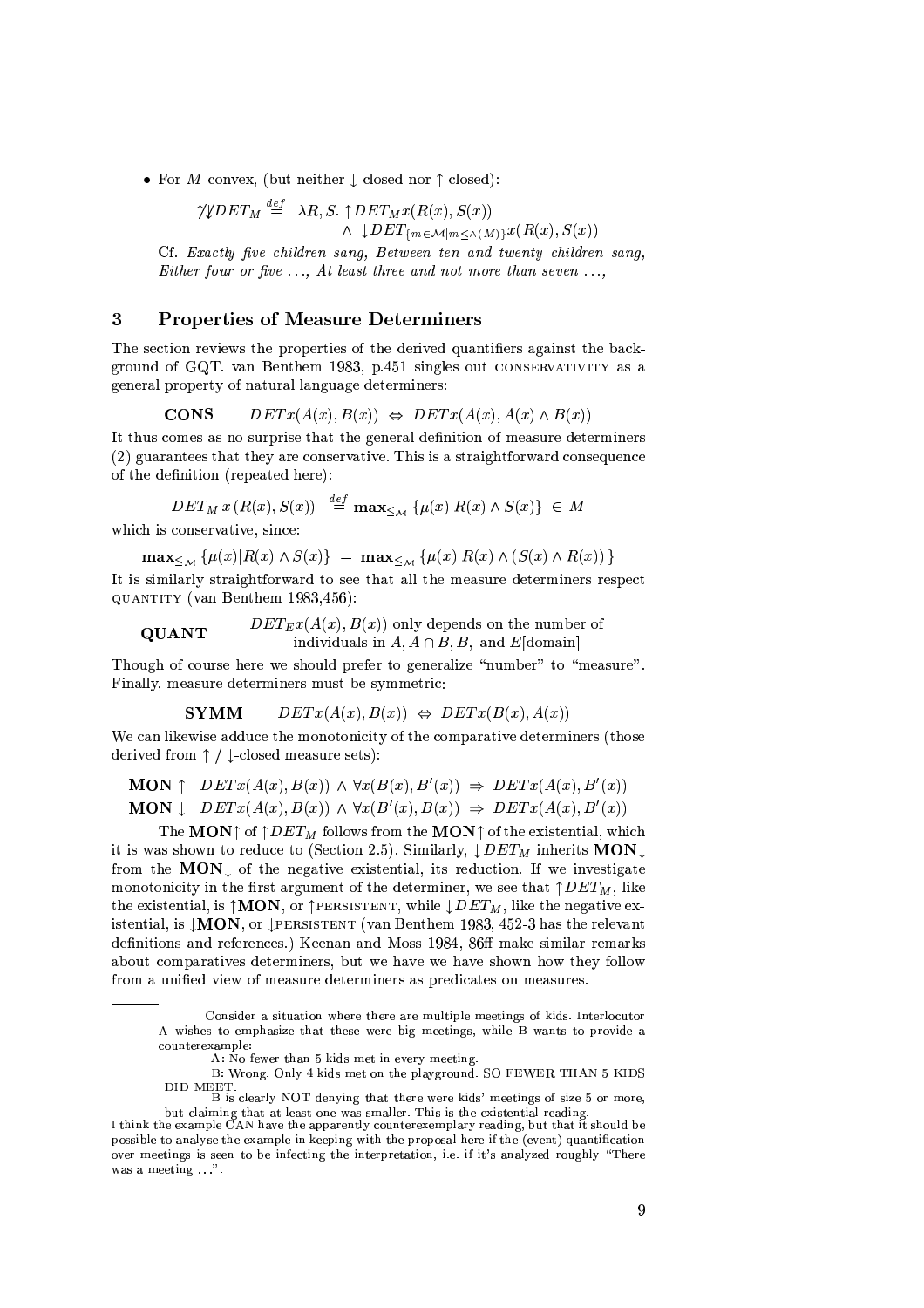- For $M$ convex, (but neither $\downarrow$-closed nor $\uparrow$-closed):

$$\not\uparrow\!\not\downarrow DET_M \stackrel{def}{=} \lambda R, S. \uparrow DET_M x(R(x), S(x)) \\ \wedge \downarrow DET_{\{m \in \mathcal{M} | m \leq \wedge(M)\}} x(R(x), S(x))$$

Cf. *Exactly five children sang, Between ten and twenty children sang, Either four or five ..., At least three and not more than seven ...,*

## 3 Properties of Measure Determiners

The section reviews the properties of the derived quantifiers against the background of GQT. van Benthem 1983, p.451 singles out CONSERVATIVITY as a general property of natural language determiners:

$$\textbf{CONS} \quad DET x(A(x), B(x)) \Leftrightarrow DET x(A(x), A(x) \wedge B(x))$$

It thus comes as no surprise that the general definition of measure determiners (2) guarantees that they are conservative. This is a straightforward consequence of the definition (repeated here):

$$DET_M\, x\, (R(x), S(x)) \stackrel{def}{=} \mathbf{max}_{\leq_{\mathcal{M}}} \{\mu(x) | R(x) \wedge S(x)\} \in M$$

which is conservative, since:

$$\mathbf{max}_{\leq_{\mathcal{M}}} \{\mu(x) | R(x) \wedge S(x)\} = \mathbf{max}_{\leq_{\mathcal{M}}} \{\mu(x) | R(x) \wedge (S(x) \wedge R(x))\}$$

It is similarly straightforward to see that all the measure determiners respect QUANTITY (van Benthem 1983,456):

**QUANT** $\quad DET_E x(A(x), B(x))$ only depends on the number of individuals in $A, A \cap B, B$, and $E$[domain]

Though of course here we should prefer to generalize "number" to "measure". Finally, measure determiners must be symmetric:

$$\textbf{SYMM} \quad DET x(A(x), B(x)) \Leftrightarrow DET x(B(x), A(x))$$

We can likewise adduce the monotonicity of the comparative determiners (those derived from $\uparrow$ / $\downarrow$-closed measure sets):

$$\textbf{MON} \uparrow \quad DET x(A(x), B(x)) \wedge \forall x(B(x), B'(x)) \Rightarrow DET x(A(x), B'(x))$$
$$\textbf{MON} \downarrow \quad DET x(A(x), B(x)) \wedge \forall x(B'(x), B(x)) \Rightarrow DET x(A(x), B'(x))$$

The **MON**$\uparrow$ of $\uparrow DET_M$ follows from the **MON**$\uparrow$ of the existential, which it is was shown to reduce to (Section 2.5). Similarly, $\downarrow DET_M$ inherits **MON**$\downarrow$ from the **MON**$\downarrow$ of the negative existential, its reduction. If we investigate monotonicity in the first argument of the determiner, we see that $\uparrow DET_M$, like the existential, is $\uparrow$**MON**, or $\uparrow$PERSISTENT, while $\downarrow DET_M$, like the negative existential, is $\downarrow$**MON**, or $\downarrow$PERSISTENT (van Benthem 1983, 452-3 has the relevant definitions and references.) Keenan and Moss 1984, 86ff make similar remarks about comparatives determiners, but we have we have shown how they follow from a unified view of measure determiners as predicates on measures.

---

Consider a situation where there are multiple meetings of kids. Interlocutor A wishes to emphasize that these were big meetings, while B wants to provide a counterexample:

A: No fewer than 5 kids met in every meeting.

B: Wrong. Only 4 kids met on the playground. SO FEWER THAN 5 KIDS DID MEET.

B is clearly NOT denying that there were kids' meetings of size 5 or more, but claiming that at least one was smaller. This is the existential reading.

I think the example CAN have the apparently counterexemplary reading, but that it should be possible to analyse the example in keeping with the proposal here if the (event) quantification over meetings is seen to be infecting the interpretation, i.e. if it's analyzed roughly "There was a meeting ...".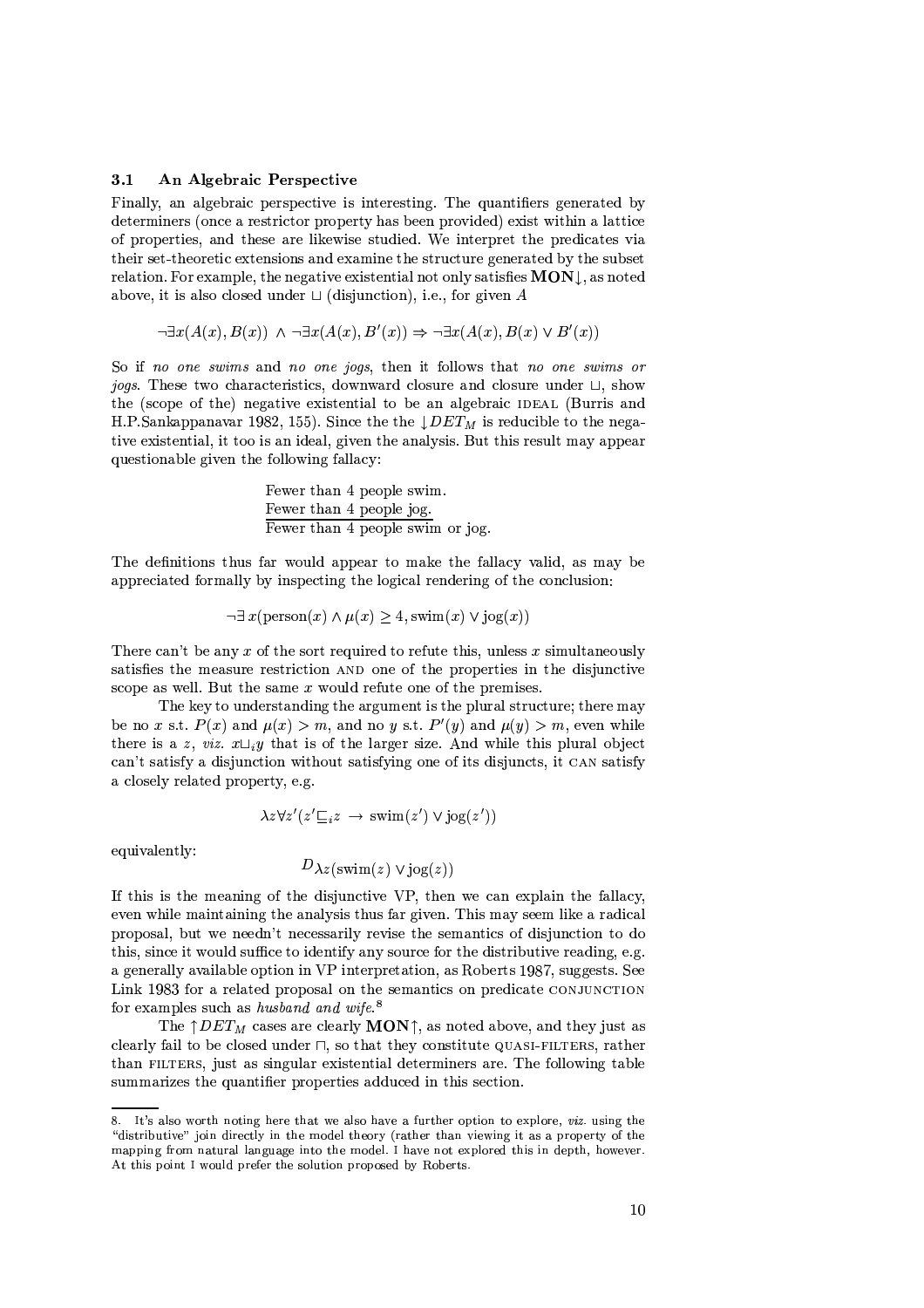### 3.1 An Algebraic Perspective

Finally, an algebraic perspective is interesting. The quantifiers generated by determiners (once a restrictor property has been provided) exist within a lattice of properties, and these are likewise studied. We interpret the predicates via their set-theoretic extensions and examine the structure generated by the subset relation. For example, the negative existential not only satisfies **MON**$\downarrow$, as noted above, it is also closed under $\sqcup$ (disjunction), i.e., for given $A$

$$\neg\exists x(A(x), B(x)) \wedge \neg\exists x(A(x), B'(x)) \Rightarrow \neg\exists x(A(x), B(x) \vee B'(x))$$

So if *no one swims* and *no one jogs*, then it follows that *no one swims or jogs*. These two characteristics, downward closure and closure under $\sqcup$, show the (scope of the) negative existential to be an algebraic IDEAL (Burris and H.P.Sankappanavar 1982, 155). Since the the $\downarrow DET_M$ is reducible to the negative existential, it too is an ideal, given the analysis. But this result may appear questionable given the following fallacy:

> Fewer than 4 people swim.
> Fewer than 4 people jog.
> ———————————————
> Fewer than 4 people swim or jog.

The definitions thus far would appear to make the fallacy valid, as may be appreciated formally by inspecting the logical rendering of the conclusion:

$$\neg\exists\, x(\text{person}(x) \wedge \mu(x) \geq 4, \text{swim}(x) \vee \text{jog}(x))$$

There can't be any $x$ of the sort required to refute this, unless $x$ simultaneously satisfies the measure restriction AND one of the properties in the disjunctive scope as well. But the same $x$ would refute one of the premises.

The key to understanding the argument is the plural structure; there may be no $x$ s.t. $P(x)$ and $\mu(x) > m$, and no $y$ s.t. $P'(y)$ and $\mu(y) > m$, even while there is a $z$, *viz.* $x \sqcup_i y$ that is of the larger size. And while this plural object can't satisfy a disjunction without satisfying one of its disjuncts, it CAN satisfy a closely related property, e.g.

$$\lambda z \forall z'(z' \sqsubseteq_i z \rightarrow \text{swim}(z') \vee \text{jog}(z'))$$

equivalently:

$$^{D}\lambda z(\text{swim}(z) \vee \text{jog}(z))$$

If this is the meaning of the disjunctive VP, then we can explain the fallacy, even while maintaining the analysis thus far given. This may seem like a radical proposal, but we needn't necessarily revise the semantics of disjunction to do this, since it would suffice to identify any source for the distributive reading, e.g. a generally available option in VP interpretation, as Roberts 1987, suggests. See Link 1983 for a related proposal on the semantics on predicate CONJUNCTION for examples such as *husband and wife*.[8]

The $\uparrow DET_M$ cases are clearly **MON**$\uparrow$, as noted above, and they just as clearly fail to be closed under $\sqcap$, so that they constitute QUASI-FILTERS, rather than FILTERS, just as singular existential determiners are. The following table summarizes the quantifier properties adduced in this section.

---

8. It's also worth noting here that we also have a further option to explore, *viz.* using the "distributive" join directly in the model theory (rather than viewing it as a property of the mapping from natural language into the model. I have not explored this in depth, however. At this point I would prefer the solution proposed by Roberts.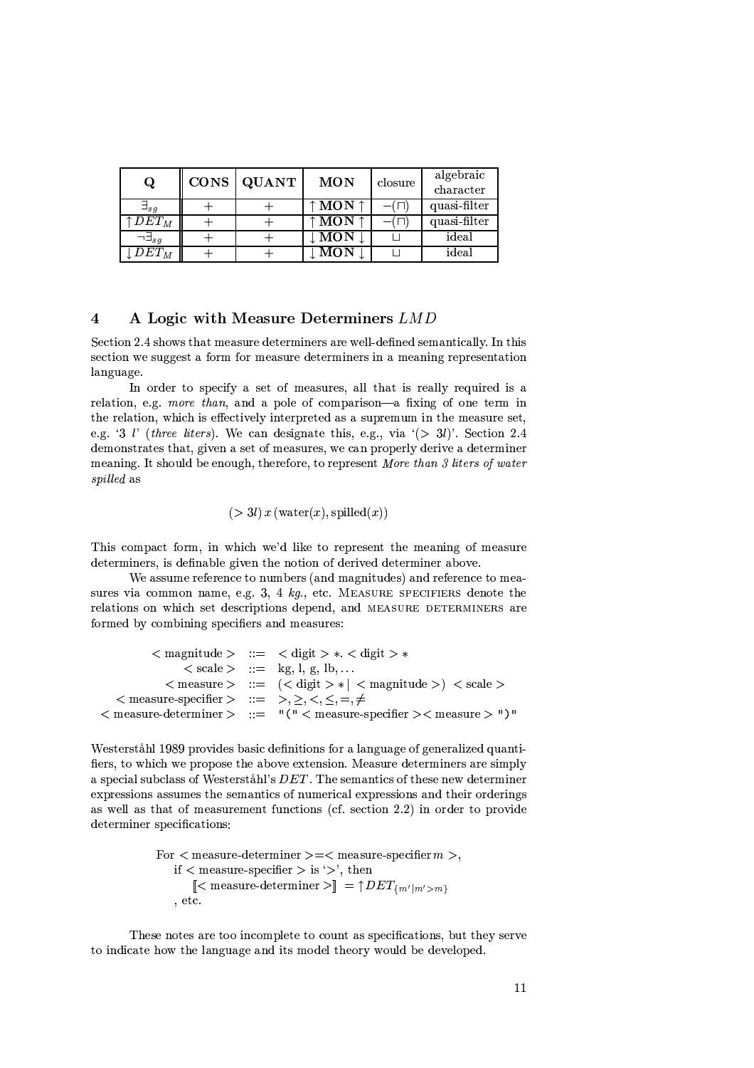| **Q** | **CONS** | **QUANT** | **MON** | closure | algebraic character |
|---|---|---|---|---|---|
| $\exists_{sg}$ | + | + | $\uparrow$ **MON** $\uparrow$ | $-(\sqcap)$ | quasi-filter |
| $\uparrow DET_M$ | + | + | $\uparrow$ **MON** $\uparrow$ | $-(\sqcap)$ | quasi-filter |
| $\neg\exists_{sg}$ | + | + | $\downarrow$ **MON** $\downarrow$ | $\sqcup$ | ideal |
| $\downarrow DET_M$ | + | + | $\downarrow$ **MON** $\downarrow$ | $\sqcup$ | ideal |

# 4 A Logic with Measure Determiners *LMD*

Section 2.4 shows that measure determiners are well-defined semantically. In this section we suggest a form for measure determiners in a meaning representation language.

In order to specify a set of measures, all that is really required is a relation, e.g. *more than*, and a pole of comparison—a fixing of one term in the relation, which is effectively interpreted as a supremum in the measure set, e.g. '3 *l*' (*three liters*). We can designate this, e.g., via '$(> 3l)$'. Section 2.4 demonstrates that, given a set of measures, we can properly derive a determiner meaning. It should be enough, therefore, to represent *More than 3 liters of water spilled* as

$$(> 3l)\, x\, (\text{water}(x), \text{spilled}(x))$$

This compact form, in which we'd like to represent the meaning of measure determiners, is definable given the notion of derived determiner above.

We assume reference to numbers (and magnitudes) and reference to measures via common name, e.g. 3, 4 *kg.*, etc. MEASURE SPECIFIERS denote the relations on which set descriptions depend, and MEASURE DETERMINERS are formed by combining specifiers and measures:

$$
\begin{array}{rcl}
<\text{magnitude}> & ::= & <\text{digit}>*.<\text{digit}>* \\
<\text{scale}> & ::= & \text{kg, l, g, lb,} \ldots \\
<\text{measure}> & ::= & (<\text{digit}>* \mid <\text{magnitude}>)\ <\text{scale}> \\
<\text{measure-specifier}> & ::= & >, \geq, <, \leq, =, \neq \\
<\text{measure-determiner}> & ::= & \texttt{"("} <\text{measure-specifier}><\text{measure}> \texttt{")"}
\end{array}
$$

Westerståhl 1989 provides basic definitions for a language of generalized quantifiers, to which we propose the above extension. Measure determiners are simply a special subclass of Westerståhl's *DET*. The semantics of these new determiner expressions assumes the semantics of numerical expressions and their orderings as well as that of measurement functions (cf. section 2.2) in order to provide determiner specifications:

For $<\text{measure-determiner}>=<\text{measure-specifier}\, m>$,
  if $<\text{measure-specifier}>$ is '$>$', then
    $[\![<\text{measure-determiner}>]\!] = \uparrow DET_{\{m' \mid m' > m\}}$
  , etc.

These notes are too incomplete to count as specifications, but they serve to indicate how the language and its model theory would be developed.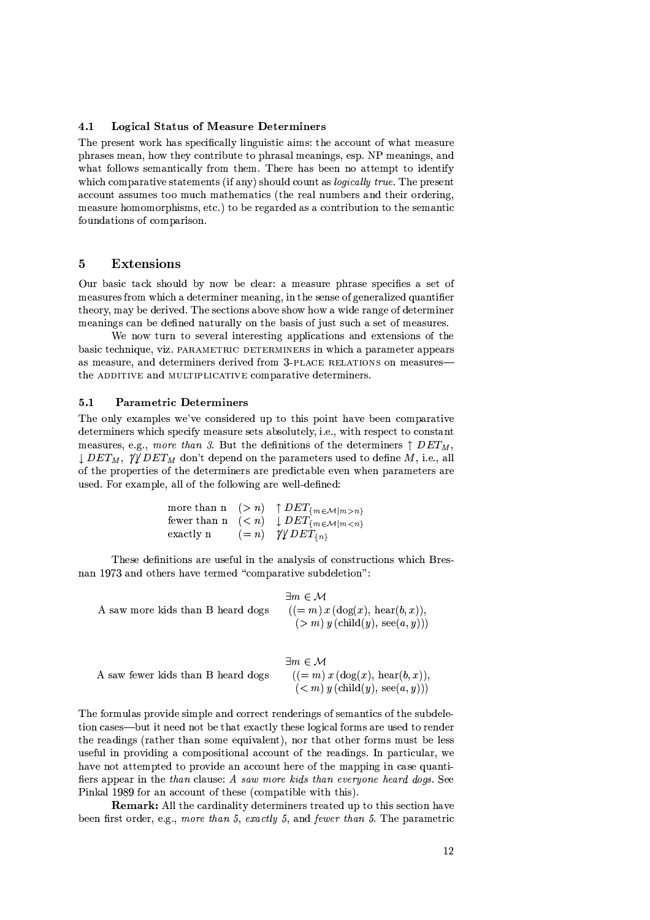### 4.1 Logical Status of Measure Determiners

The present work has specifically linguistic aims: the account of what measure phrases mean, how they contribute to phrasal meanings, esp. NP meanings, and what follows semantically from them. There has been no attempt to identify which comparative statements (if any) should count as *logically true*. The present account assumes too much mathematics (the real numbers and their ordering, measure homomorphisms, etc.) to be regarded as a contribution to the semantic foundations of comparison.

## 5 Extensions

Our basic tack should by now be clear: a measure phrase specifies a set of measures from which a determiner meaning, in the sense of generalized quantifier theory, may be derived. The sections above show how a wide range of determiner meanings can be defined naturally on the basis of just such a set of measures.

We now turn to several interesting applications and extensions of the basic technique, viz. PARAMETRIC DETERMINERS in which a parameter appears as measure, and determiners derived from 3-PLACE RELATIONS on measures—the ADDITIVE and MULTIPLICATIVE comparative determiners.

### 5.1 Parametric Determiners

The only examples we've considered up to this point have been comparative determiners which specify measure sets absolutely, i.e., with respect to constant measures, e.g., *more than 3*. But the definitions of the determiners $\uparrow DET_M$, $\downarrow DET_M$, $\not\uparrow\!\not\downarrow DET_M$ don't depend on the parameters used to define $M$, i.e., all of the properties of the determiners are predictable even when parameters are used. For example, all of the following are well-defined:

| | | |
|---|---|---|
| more than n | $(> n)$ | $\uparrow DET_{\{m \in \mathcal{M} \mid m > n\}}$ |
| fewer than n | $(< n)$ | $\downarrow DET_{\{m \in \mathcal{M} \mid m < n\}}$ |
| exactly n | $(= n)$ | $\not\uparrow\!\not\downarrow DET_{\{n\}}$ |

These definitions are useful in the analysis of constructions which Bresnan 1973 and others have termed "comparative subdeletion":

A saw more kids than B heard dogs
$$\exists m \in \mathcal{M}\; ((= m)\, x\, (\mathrm{dog}(x),\, \mathrm{hear}(b,x)),\; (> m)\, y\, (\mathrm{child}(y),\, \mathrm{see}(a,y)))$$

A saw fewer kids than B heard dogs
$$\exists m \in \mathcal{M}\; ((= m)\, x\, (\mathrm{dog}(x),\, \mathrm{hear}(b,x)),\; (< m)\, y\, (\mathrm{child}(y),\, \mathrm{see}(a,y)))$$

The formulas provide simple and correct renderings of semantics of the subdeletion cases—but it need not be that exactly these logical forms are used to render the readings (rather than some equivalent), nor that other forms must be less useful in providing a compositional account of the readings. In particular, we have not attempted to provide an account here of the mapping in case quantifiers appear in the *than* clause: *A saw more kids than everyone heard dogs*. See Pinkal 1989 for an account of these (compatible with this).

**Remark:** All the cardinality determiners treated up to this section have been first order, e.g., *more than 5*, *exactly 5*, and *fewer than 5*. The parametric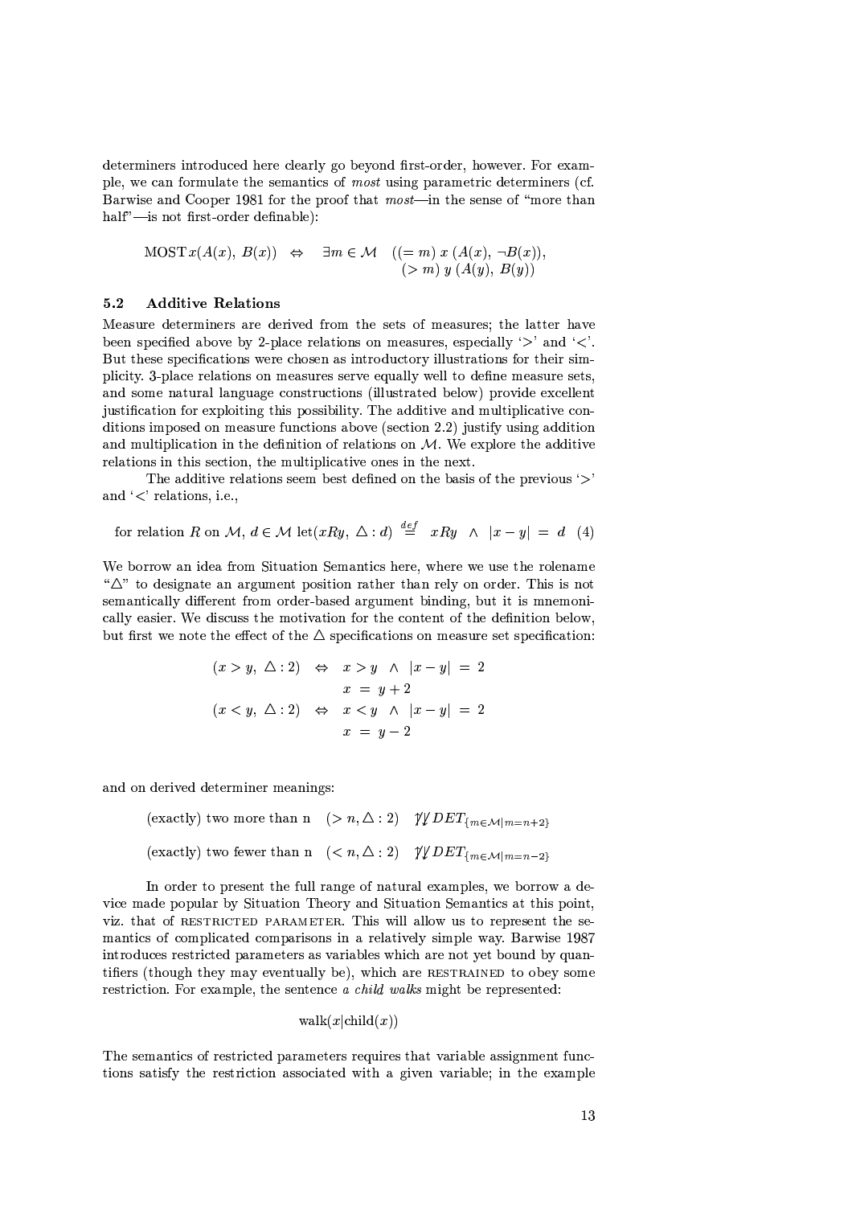determiners introduced here clearly go beyond first-order, however. For example, we can formulate the semantics of *most* using parametric determiners (cf. Barwise and Cooper 1981 for the proof that *most*—in the sense of "more than half"—is not first-order definable):

$$\text{MOST}\, x(A(x),\, B(x)) \quad \Leftrightarrow \quad \exists m \in \mathcal{M} \quad ((= m)\; x\; (A(x),\, \neg B(x)), \\ (> m)\; y\; (A(y),\, B(y))$$

### 5.2 Additive Relations

Measure determiners are derived from the sets of measures; the latter have been specified above by 2-place relations on measures, especially '>' and '<'. But these specifications were chosen as introductory illustrations for their simplicity. 3-place relations on measures serve equally well to define measure sets, and some natural language constructions (illustrated below) provide excellent justification for exploiting this possibility. The additive and multiplicative conditions imposed on measure functions above (section 2.2) justify using addition and multiplication in the definition of relations on $\mathcal{M}$. We explore the additive relations in this section, the multiplicative ones in the next.

The additive relations seem best defined on the basis of the previous '>' and '<' relations, i.e.,

$$\text{for relation } R \text{ on } \mathcal{M},\, d \in \mathcal{M} \text{ let}(xRy,\; \triangle : d) \;\stackrel{def}{=}\; xRy \;\wedge\; |x - y| \;=\; d \quad (4)$$

We borrow an idea from Situation Semantics here, where we use the rolename "$\triangle$" to designate an argument position rather than rely on order. This is not semantically different from order-based argument binding, but it is mnemonically easier. We discuss the motivation for the content of the definition below, but first we note the effect of the $\triangle$ specifications on measure set specification:

$$\begin{array}{lcl} (x > y,\; \triangle : 2) & \Leftrightarrow & x > y \;\wedge\; |x - y| \;=\; 2 \\ & & x \;=\; y + 2 \\ (x < y,\; \triangle : 2) & \Leftrightarrow & x < y \;\wedge\; |x - y| \;=\; 2 \\ & & x \;=\; y - 2 \end{array}$$

and on derived determiner meanings:

(exactly) two more than n $\quad (> n, \triangle : 2) \quad \leadsto DET_{\{m \in \mathcal{M} | m = n+2\}}$

(exactly) two fewer than n $\quad (< n, \triangle : 2) \quad \leadsto DET_{\{m \in \mathcal{M} | m = n-2\}}$

In order to present the full range of natural examples, we borrow a device made popular by Situation Theory and Situation Semantics at this point, viz. that of RESTRICTED PARAMETER. This will allow us to represent the semantics of complicated comparisons in a relatively simple way. Barwise 1987 introduces restricted parameters as variables which are not yet bound by quantifiers (though they may eventually be), which are RESTRAINED to obey some restriction. For example, the sentence *a child walks* might be represented:

$$\text{walk}(x|\text{child}(x))$$

The semantics of restricted parameters requires that variable assignment functions satisfy the restriction associated with a given variable; in the example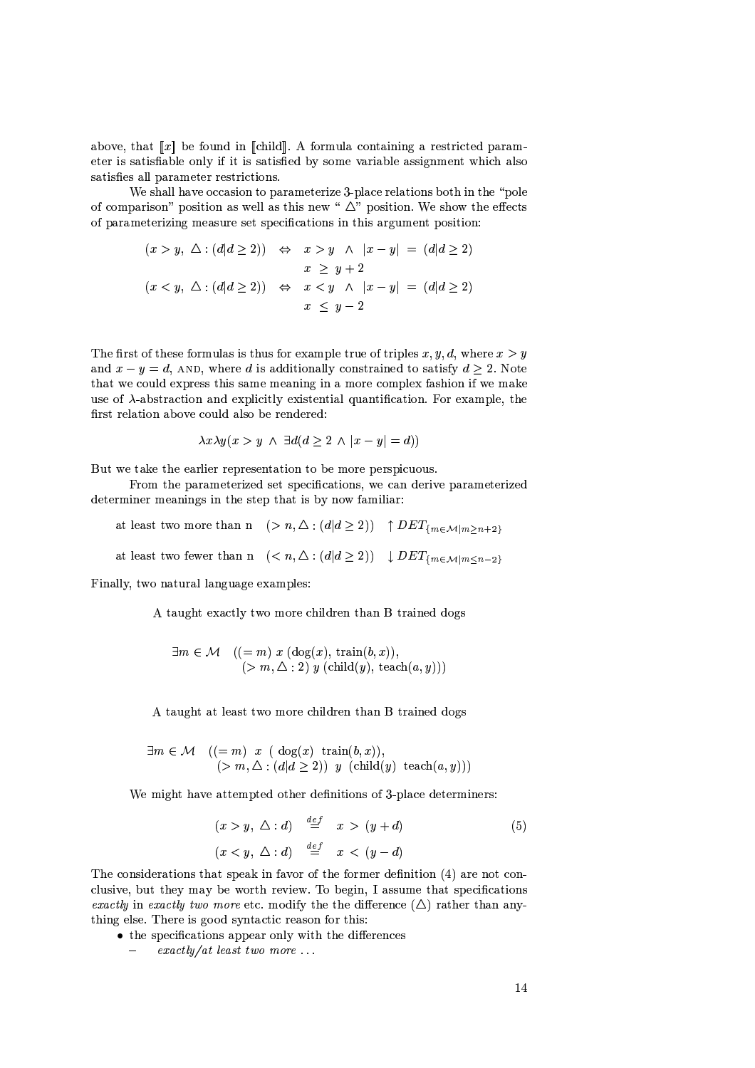above, that $[\![x]\!]$ be found in $[\![\text{child}]\!]$. A formula containing a restricted parameter is satisfiable only if it is satisfied by some variable assignment which also satisfies all parameter restrictions.

We shall have occasion to parameterize 3-place relations both in the "pole of comparison" position as well as this new "$\triangle$" position. We show the effects of parameterizing measure set specifications in this argument position:

$$
\begin{array}{lcl}
(x > y,\ \triangle : (d | d \geq 2)) & \Leftrightarrow & x > y \ \wedge\ |x - y| \ = \ (d | d \geq 2) \\
 & & x \ \geq \ y + 2 \\
(x < y,\ \triangle : (d | d \geq 2)) & \Leftrightarrow & x < y \ \wedge\ |x - y| \ = \ (d | d \geq 2) \\
 & & x \ \leq \ y - 2
\end{array}
$$

The first of these formulas is thus for example true of triples $x, y, d$, where $x > y$ and $x - y = d$, AND, where $d$ is additionally constrained to satisfy $d \geq 2$. Note that we could express this same meaning in a more complex fashion if we make use of $\lambda$-abstraction and explicitly existential quantification. For example, the first relation above could also be rendered:

$$\lambda x \lambda y (x > y \ \wedge\ \exists d (d \geq 2 \ \wedge\ |x - y| = d))$$

But we take the earlier representation to be more perspicuous.

From the parameterized set specifications, we can derive parameterized determiner meanings in the step that is by now familiar:

at least two more than n $\quad (> n, \triangle : (d | d \geq 2)) \quad \uparrow DET_{\{m \in \mathcal{M} | m \geq n+2\}}$

at least two fewer than n $\quad (< n, \triangle : (d | d \geq 2)) \quad \downarrow DET_{\{m \in \mathcal{M} | m \leq n-2\}}$

Finally, two natural language examples:

A taught exactly two more children than B trained dogs

$$
\begin{array}{l}
\exists m \in \mathcal{M} \quad ((= m)\ x\ (\text{dog}(x),\ \text{train}(b, x)), \\
\qquad\qquad (> m, \triangle : 2)\ y\ (\text{child}(y),\ \text{teach}(a, y)))
\end{array}
$$

A taught at least two more children than B trained dogs

$$
\begin{array}{l}
\exists m \in \mathcal{M} \quad ((= m)\ \ x\ \ (\ \text{dog}(x)\ \ \text{train}(b, x)), \\
\qquad\qquad (> m, \triangle : (d | d \geq 2))\ \ y\ \ (\text{child}(y)\ \ \text{teach}(a, y)))
\end{array}
$$

We might have attempted other definitions of 3-place determiners:

$$
\begin{array}{lcl}
(x > y,\ \triangle : d) & \stackrel{def}{=} & x \ > \ (y + d) \\
(x < y,\ \triangle : d) & \stackrel{def}{=} & x \ < \ (y - d)
\end{array}
\qquad (5)
$$

The considerations that speak in favor of the former definition (4) are not conclusive, but they may be worth review. To begin, I assume that specifications *exactly* in *exactly two more* etc. modify the the difference ($\triangle$) rather than anything else. There is good syntactic reason for this:

- the specifications appear only with the differences
  - *exactly/at least two more ...*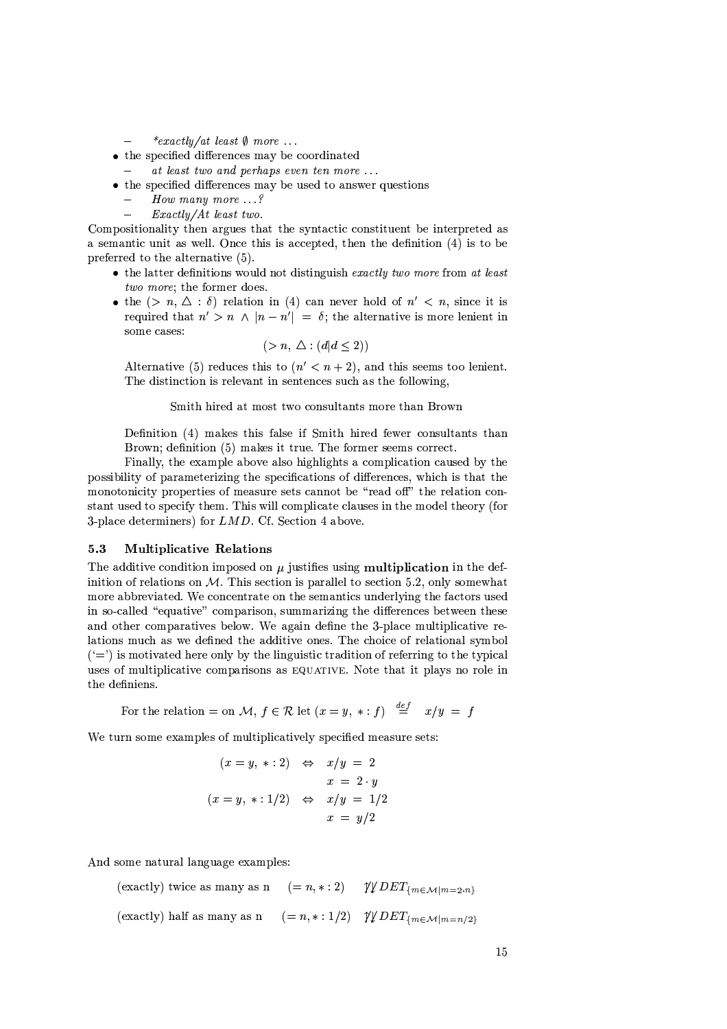- *\*exactly/at least ∅ more ...*

- the specified differences may be coordinated
  - *at least two and perhaps even ten more ...*
- the specified differences may be used to answer questions
  - *How many more ...?*
  - *Exactly/At least two.*

Compositionality then argues that the syntactic constituent be interpreted as a semantic unit as well. Once this is accepted, then the definition (4) is to be preferred to the alternative (5).

- the latter definitions would not distinguish *exactly two more* from *at least two more*; the former does.
- the $(> n, \triangle : \delta)$ relation in (4) can never hold of $n' < n$, since it is required that $n' > n \wedge |n - n'| = \delta$; the alternative is more lenient in some cases:

  $$(> n, \triangle : (d | d \leq 2))$$

  Alternative (5) reduces this to $(n' < n + 2)$, and this seems too lenient. The distinction is relevant in sentences such as the following,

  Smith hired at most two consultants more than Brown

  Definition (4) makes this false if Smith hired fewer consultants than Brown; definition (5) makes it true. The former seems correct.

  Finally, the example above also highlights a complication caused by the possibility of parameterizing the specifications of differences, which is that the monotonicity properties of measure sets cannot be "read off" the relation constant used to specify them. This will complicate clauses in the model theory (for 3-place determiners) for $LMD$. Cf. Section 4 above.

### 5.3 Multiplicative Relations

The additive condition imposed on $\mu$ justifies using **multiplication** in the definition of relations on $\mathcal{M}$. This section is parallel to section 5.2, only somewhat more abbreviated. We concentrate on the semantics underlying the factors used in so-called "equative" comparison, summarizing the differences between these and other comparatives below. We again define the 3-place multiplicative relations much as we defined the additive ones. The choice of relational symbol ('=') is motivated here only by the linguistic tradition of referring to the typical uses of multiplicative comparisons as EQUATIVE. Note that it plays no role in the definiens.

For the relation $=$ on $\mathcal{M}$, $f \in \mathcal{R}$ let $(x = y, * : f) \overset{def}{=} x/y = f$

We turn some examples of multiplicatively specified measure sets:

$$\begin{aligned}
(x = y, * : 2) \quad &\Leftrightarrow \quad x/y = 2 \\
&\phantom{\Leftrightarrow} \quad x = 2 \cdot y \\
(x = y, * : 1/2) \quad &\Leftrightarrow \quad x/y = 1/2 \\
&\phantom{\Leftrightarrow} \quad x = y/2
\end{aligned}$$

And some natural language examples:

(exactly) twice as many as n $\quad (= n, * : 2) \quad$ ⟦$DET_{\{m \in \mathcal{M} | m = 2 \cdot n\}}$

(exactly) half as many as n $\quad (= n, * : 1/2) \quad$ ⟦$DET_{\{m \in \mathcal{M} | m = n/2\}}$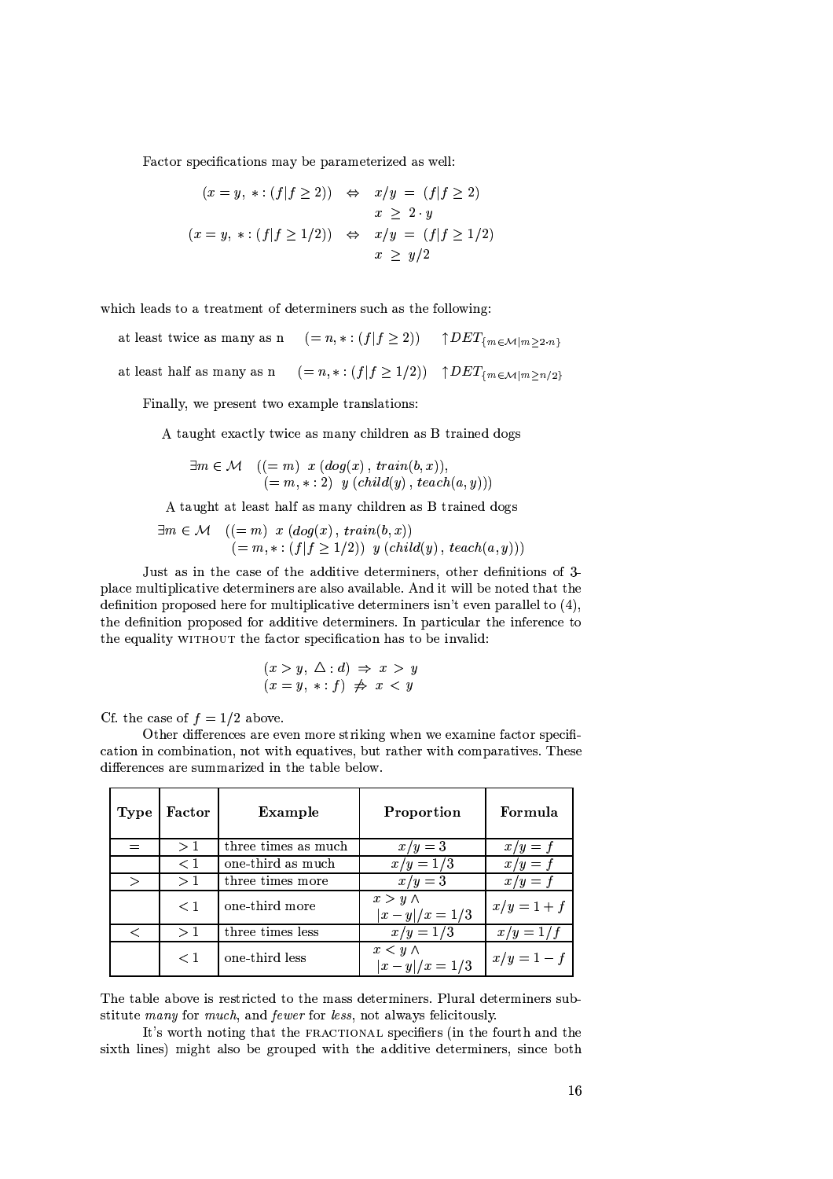Factor specifications may be parameterized as well:

$$
\begin{aligned}
(x = y,\ * : (f | f \geq 2)) \quad &\Leftrightarrow \quad x/y \ = \ (f | f \geq 2) \\
& \qquad\quad x \ \geq \ 2 \cdot y \\
(x = y,\ * : (f | f \geq 1/2)) \quad &\Leftrightarrow \quad x/y \ = \ (f | f \geq 1/2) \\
& \qquad\quad x \ \geq \ y/2
\end{aligned}
$$

which leads to a treatment of determiners such as the following:

at least twice as many as n $\quad (= n, * : (f | f \geq 2)) \quad \uparrow DET_{\{m \in \mathcal{M} | m \geq 2 \cdot n\}}$

at least half as many as n $\quad (= n, * : (f | f \geq 1/2)) \quad \uparrow DET_{\{m \in \mathcal{M} | m \geq n/2\}}$

Finally, we present two example translations:

A taught exactly twice as many children as B trained dogs

$$
\begin{aligned}
\exists m \in \mathcal{M} \quad ((= m) \ \ x \ (dog(x)\,,\, train(b, x)), \\
(= m, * : 2) \ \ y \ (child(y)\,,\, teach(a, y)))
\end{aligned}
$$

A taught at least half as many children as B trained dogs

$$
\begin{aligned}
\exists m \in \mathcal{M} \quad ((= m) \ \ x \ (dog(x)\,,\, train(b, x)) \\
(= m, * : (f | f \geq 1/2)) \ \ y \ (child(y)\,,\, teach(a, y)))
\end{aligned}
$$

Just as in the case of the additive determiners, other definitions of 3-place multiplicative determiners are also available. And it will be noted that the definition proposed here for multiplicative determiners isn't even parallel to (4), the definition proposed for additive determiners. In particular the inference to the equality WITHOUT the factor specification has to be invalid:

$$
\begin{aligned}
(x > y,\ \triangle : d) \ &\Rightarrow \ x \ > \ y \\
(x = y,\ * : f) \ &\not\Rightarrow \ x \ < \ y
\end{aligned}
$$

Cf. the case of $f = 1/2$ above.

Other differences are even more striking when we examine factor specification in combination, not with equatives, but rather with comparatives. These differences are summarized in the table below.

| **Type** | **Factor** | **Example** | **Proportion** | **Formula** |
|---|---|---|---|---|
| $=$ | $> 1$ | three times as much | $x/y = 3$ | $x/y = f$ |
| | $< 1$ | one-third as much | $x/y = 1/3$ | $x/y = f$ |
| $>$ | $> 1$ | three times more | $x/y = 3$ | $x/y = f$ |
| | $< 1$ | one-third more | $x > y \wedge$ $\lvert x - y \rvert / x = 1/3$ | $x/y = 1 + f$ |
| $<$ | $> 1$ | three times less | $x/y = 1/3$ | $x/y = 1/f$ |
| | $< 1$ | one-third less | $x < y \wedge$ $\lvert x - y \rvert / x = 1/3$ | $x/y = 1 - f$ |

The table above is restricted to the mass determiners. Plural determiners substitute *many* for *much*, and *fewer* for *less*, not always felicitously.

It's worth noting that the FRACTIONAL specifiers (in the fourth and the sixth lines) might also be grouped with the additive determiners, since both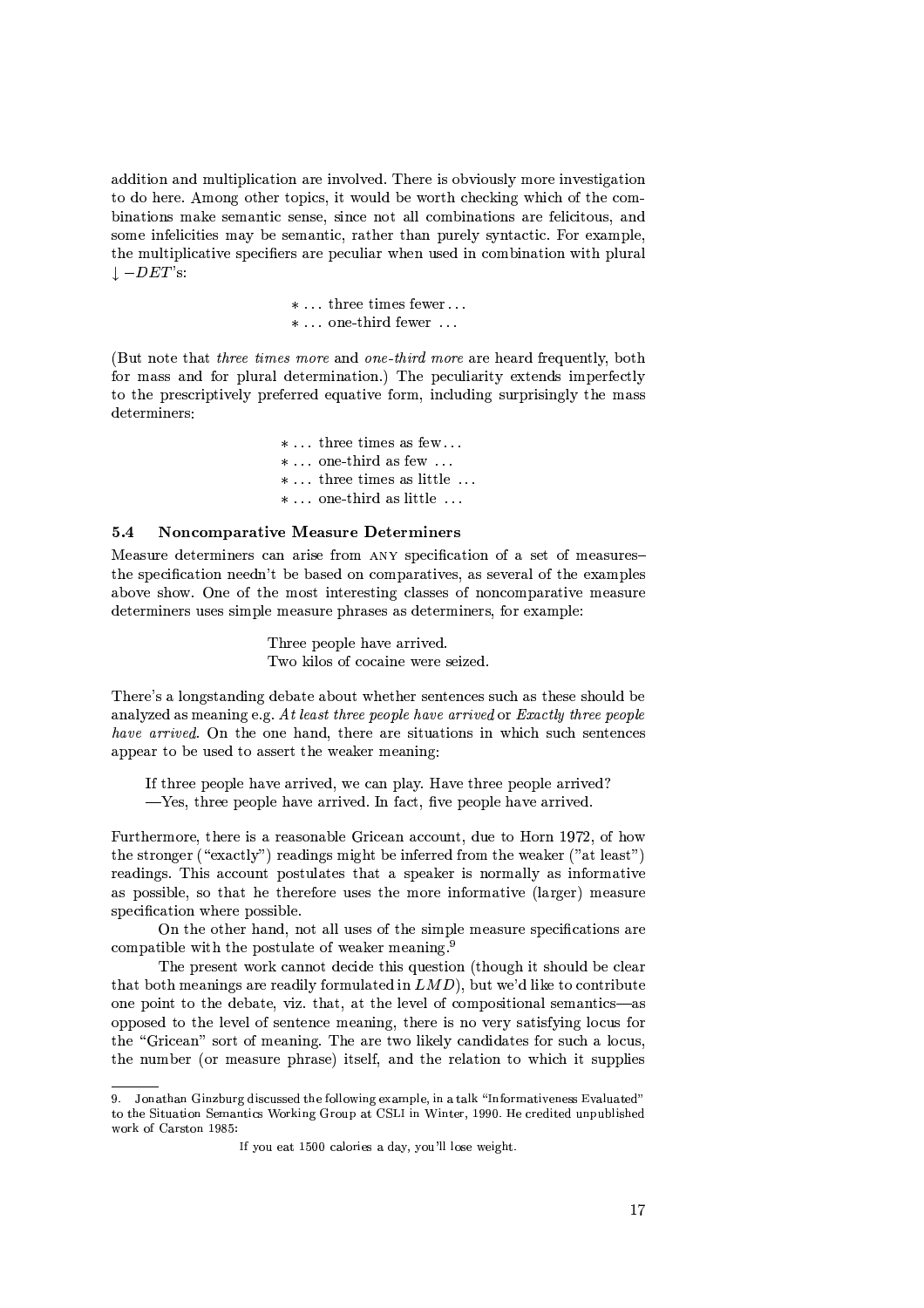addition and multiplication are involved. There is obviously more investigation to do here. Among other topics, it would be worth checking which of the combinations make semantic sense, since not all combinations are felicitous, and some infelicities may be semantic, rather than purely syntactic. For example, the multiplicative specifiers are peculiar when used in combination with plural $\downarrow -DET$'s:

> \* ... three times fewer ...
> \* ... one-third fewer ...

(But note that *three times more* and *one-third more* are heard frequently, both for mass and for plural determination.) The peculiarity extends imperfectly to the prescriptively preferred equative form, including surprisingly the mass determiners:

> \* ... three times as few ...
> \* ... one-third as few ...
> \* ... three times as little ...
> \* ... one-third as little ...

### 5.4 Noncomparative Measure Determiners

Measure determiners can arise from ANY specification of a set of measures–the specification needn't be based on comparatives, as several of the examples above show. One of the most interesting classes of noncomparative measure determiners uses simple measure phrases as determiners, for example:

> Three people have arrived.
> Two kilos of cocaine were seized.

There's a longstanding debate about whether sentences such as these should be analyzed as meaning e.g. *At least three people have arrived* or *Exactly three people have arrived*. On the one hand, there are situations in which such sentences appear to be used to assert the weaker meaning:

> If three people have arrived, we can play. Have three people arrived?
> —Yes, three people have arrived. In fact, five people have arrived.

Furthermore, there is a reasonable Gricean account, due to Horn 1972, of how the stronger ("exactly") readings might be inferred from the weaker ("at least") readings. This account postulates that a speaker is normally as informative as possible, so that he therefore uses the more informative (larger) measure specification where possible.

On the other hand, not all uses of the simple measure specifications are compatible with the postulate of weaker meaning.[9]

The present work cannot decide this question (though it should be clear that both meanings are readily formulated in $LMD$), but we'd like to contribute one point to the debate, viz. that, at the level of compositional semantics—as opposed to the level of sentence meaning, there is no very satisfying locus for the "Gricean" sort of meaning. The are two likely candidates for such a locus, the number (or measure phrase) itself, and the relation to which it supplies

---

9. Jonathan Ginzburg discussed the following example, in a talk "Informativeness Evaluated" to the Situation Semantics Working Group at CSLI in Winter, 1990. He credited unpublished work of Carston 1985:

> If you eat 1500 calories a day, you'll lose weight.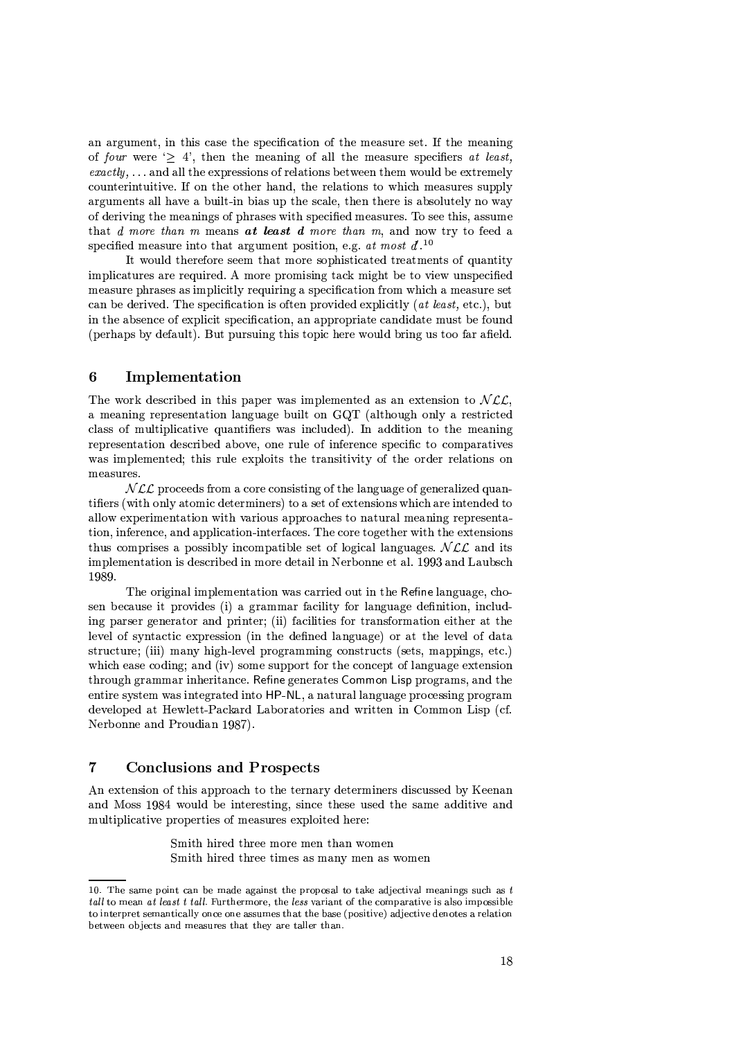an argument, in this case the specification of the measure set. If the meaning of *four* were '$\geq$ 4', then the meaning of all the measure specifiers *at least*, *exactly*, ... and all the expressions of relations between them would be extremely counterintuitive. If on the other hand, the relations to which measures supply arguments all have a built-in bias up the scale, then there is absolutely no way of deriving the meanings of phrases with specified measures. To see this, assume that *d more than m* means ***at least d** more than m*, and now try to feed a specified measure into that argument position, e.g. *at most d*.[10]

It would therefore seem that more sophisticated treatments of quantity implicatures are required. A more promising tack might be to view unspecified measure phrases as implicitly requiring a specification from which a measure set can be derived. The specification is often provided explicitly (*at least*, etc.), but in the absence of explicit specification, an appropriate candidate must be found (perhaps by default). But pursuing this topic here would bring us too far afield.

## 6 Implementation

The work described in this paper was implemented as an extension to $\mathcal{NLL}$, a meaning representation language built on GQT (although only a restricted class of multiplicative quantifiers was included). In addition to the meaning representation described above, one rule of inference specific to comparatives was implemented; this rule exploits the transitivity of the order relations on measures.

$\mathcal{NLL}$ proceeds from a core consisting of the language of generalized quantifiers (with only atomic determiners) to a set of extensions which are intended to allow experimentation with various approaches to natural meaning representation, inference, and application-interfaces. The core together with the extensions thus comprises a possibly incompatible set of logical languages. $\mathcal{NLL}$ and its implementation is described in more detail in Nerbonne et al. 1993 and Laubsch 1989.

The original implementation was carried out in the Refine language, chosen because it provides (i) a grammar facility for language definition, including parser generator and printer; (ii) facilities for transformation either at the level of syntactic expression (in the defined language) or at the level of data structure; (iii) many high-level programming constructs (sets, mappings, etc.) which ease coding; and (iv) some support for the concept of language extension through grammar inheritance. Refine generates Common Lisp programs, and the entire system was integrated into HP-NL, a natural language processing program developed at Hewlett-Packard Laboratories and written in Common Lisp (cf. Nerbonne and Proudian 1987).

## 7 Conclusions and Prospects

An extension of this approach to the ternary determiners discussed by Keenan and Moss 1984 would be interesting, since these used the same additive and multiplicative properties of measures exploited here:

> Smith hired three more men than women
> Smith hired three times as many men as women

---

10. The same point can be made against the proposal to take adjectival meanings such as *t tall* to mean *at least t tall*. Furthermore, the *less* variant of the comparative is also impossible to interpret semantically once one assumes that the base (positive) adjective denotes a relation between objects and measures that they are taller than.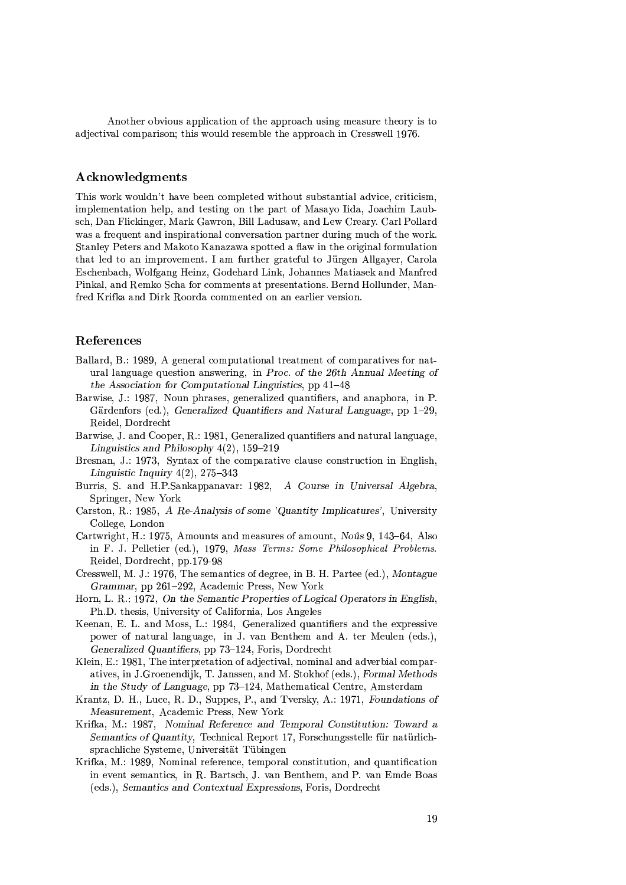Another obvious application of the approach using measure theory is to adjectival comparison; this would resemble the approach in Cresswell 1976.

## Acknowledgments

This work wouldn't have been completed without substantial advice, criticism, implementation help, and testing on the part of Masayo Iida, Joachim Laubsch, Dan Flickinger, Mark Gawron, Bill Ladusaw, and Lew Creary. Carl Pollard was a frequent and inspirational conversation partner during much of the work. Stanley Peters and Makoto Kanazawa spotted a flaw in the original formulation that led to an improvement. I am further grateful to Jürgen Allgayer, Carola Eschenbach, Wolfgang Heinz, Godehard Link, Johannes Matiasek and Manfred Pinkal, and Remko Scha for comments at presentations. Bernd Hollunder, Manfred Krifka and Dirk Roorda commented on an earlier version.

## References

Ballard, B.: 1989, A general computational treatment of comparatives for natural language question answering, in *Proc. of the 26th Annual Meeting of the Association for Computational Linguistics*, pp 41–48

Barwise, J.: 1987, Noun phrases, generalized quantifiers, and anaphora, in P. Gärdenfors (ed.), *Generalized Quantifiers and Natural Language*, pp 1–29, Reidel, Dordrecht

Barwise, J. and Cooper, R.: 1981, Generalized quantifiers and natural language, *Linguistics and Philosophy* 4(2), 159–219

Bresnan, J.: 1973, Syntax of the comparative clause construction in English, *Linguistic Inquiry* 4(2), 275–343

Burris, S. and H.P.Sankappanavar: 1982, *A Course in Universal Algebra*, Springer, New York

Carston, R.: 1985, *A Re-Analysis of some 'Quantity Implicatures'*, University College, London

Cartwright, H.: 1975, Amounts and measures of amount, *Noûs* 9, 143–64, Also in F. J. Pelletier (ed.), 1979, *Mass Terms: Some Philosophical Problems*. Reidel, Dordrecht, pp.179-98

Cresswell, M. J.: 1976, The semantics of degree, in B. H. Partee (ed.), *Montague Grammar*, pp 261–292, Academic Press, New York

Horn, L. R.: 1972, *On the Semantic Properties of Logical Operators in English*, Ph.D. thesis, University of California, Los Angeles

Keenan, E. L. and Moss, L.: 1984, Generalized quantifiers and the expressive power of natural language, in J. van Benthem and A. ter Meulen (eds.), *Generalized Quantifiers*, pp 73–124, Foris, Dordrecht

Klein, E.: 1981, The interpretation of adjectival, nominal and adverbial comparatives, in J.Groenendijk, T. Janssen, and M. Stokhof (eds.), *Formal Methods in the Study of Language*, pp 73–124, Mathematical Centre, Amsterdam

Krantz, D. H., Luce, R. D., Suppes, P., and Tversky, A.: 1971, *Foundations of Measurement*, Academic Press, New York

Krifka, M.: 1987, *Nominal Reference and Temporal Constitution: Toward a Semantics of Quantity*, Technical Report 17, Forschungsstelle für natürlichsprachliche Systeme, Universität Tübingen

Krifka, M.: 1989, Nominal reference, temporal constitution, and quantification in event semantics, in R. Bartsch, J. van Benthem, and P. van Emde Boas (eds.), *Semantics and Contextual Expressions*, Foris, Dordrecht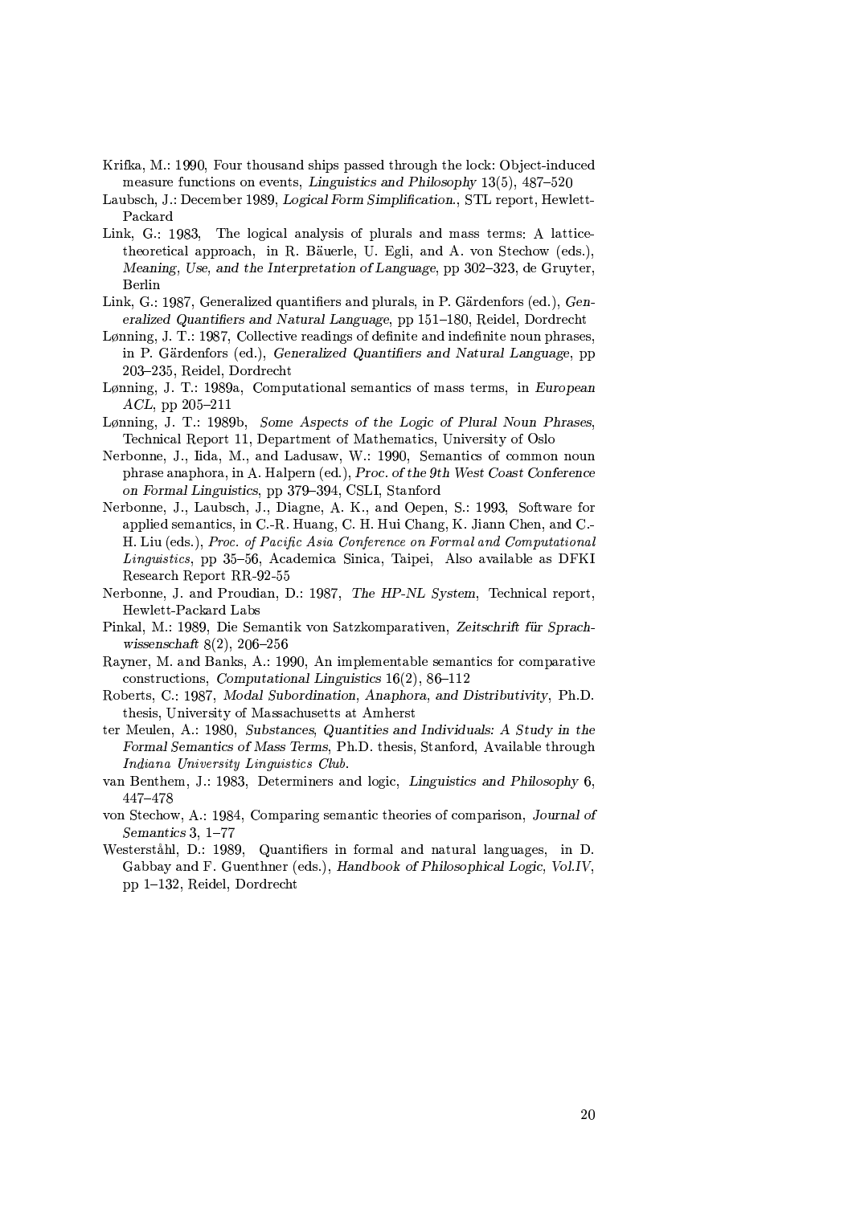Krifka, M.: 1990, Four thousand ships passed through the lock: Object-induced measure functions on events, *Linguistics and Philosophy* 13(5), 487–520

Laubsch, J.: December 1989, *Logical Form Simplification.*, STL report, Hewlett-Packard

Link, G.: 1983, The logical analysis of plurals and mass terms: A lattice-theoretical approach, in R. Bäuerle, U. Egli, and A. von Stechow (eds.), *Meaning, Use, and the Interpretation of Language*, pp 302–323, de Gruyter, Berlin

Link, G.: 1987, Generalized quantifiers and plurals, in P. Gärdenfors (ed.), *Generalized Quantifiers and Natural Language*, pp 151–180, Reidel, Dordrecht

Lønning, J. T.: 1987, Collective readings of definite and indefinite noun phrases, in P. Gärdenfors (ed.), *Generalized Quantifiers and Natural Language*, pp 203–235, Reidel, Dordrecht

Lønning, J. T.: 1989a, Computational semantics of mass terms, in *European ACL*, pp 205–211

Lønning, J. T.: 1989b, *Some Aspects of the Logic of Plural Noun Phrases*, Technical Report 11, Department of Mathematics, University of Oslo

Nerbonne, J., Iida, M., and Ladusaw, W.: 1990, Semantics of common noun phrase anaphora, in A. Halpern (ed.), *Proc. of the 9th West Coast Conference on Formal Linguistics*, pp 379–394, CSLI, Stanford

Nerbonne, J., Laubsch, J., Diagne, A. K., and Oepen, S.: 1993, Software for applied semantics, in C.-R. Huang, C. H. Hui Chang, K. Jiann Chen, and C.-H. Liu (eds.), *Proc. of Pacific Asia Conference on Formal and Computational Linguistics*, pp 35–56, Academica Sinica, Taipei, Also available as DFKI Research Report RR-92-55

Nerbonne, J. and Proudian, D.: 1987, *The HP-NL System*, Technical report, Hewlett-Packard Labs

Pinkal, M.: 1989, Die Semantik von Satzkomparativen, *Zeitschrift für Sprachwissenschaft* 8(2), 206–256

Rayner, M. and Banks, A.: 1990, An implementable semantics for comparative constructions, *Computational Linguistics* 16(2), 86–112

Roberts, C.: 1987, *Modal Subordination, Anaphora, and Distributivity*, Ph.D. thesis, University of Massachusetts at Amherst

ter Meulen, A.: 1980, *Substances, Quantities and Individuals: A Study in the Formal Semantics of Mass Terms*, Ph.D. thesis, Stanford, Available through *Indiana University Linguistics Club.*

van Benthem, J.: 1983, Determiners and logic, *Linguistics and Philosophy* 6, 447–478

von Stechow, A.: 1984, Comparing semantic theories of comparison, *Journal of Semantics* 3, 1–77

Westerståhl, D.: 1989, Quantifiers in formal and natural languages, in D. Gabbay and F. Guenthner (eds.), *Handbook of Philosophical Logic, Vol.IV*, pp 1–132, Reidel, Dordrecht